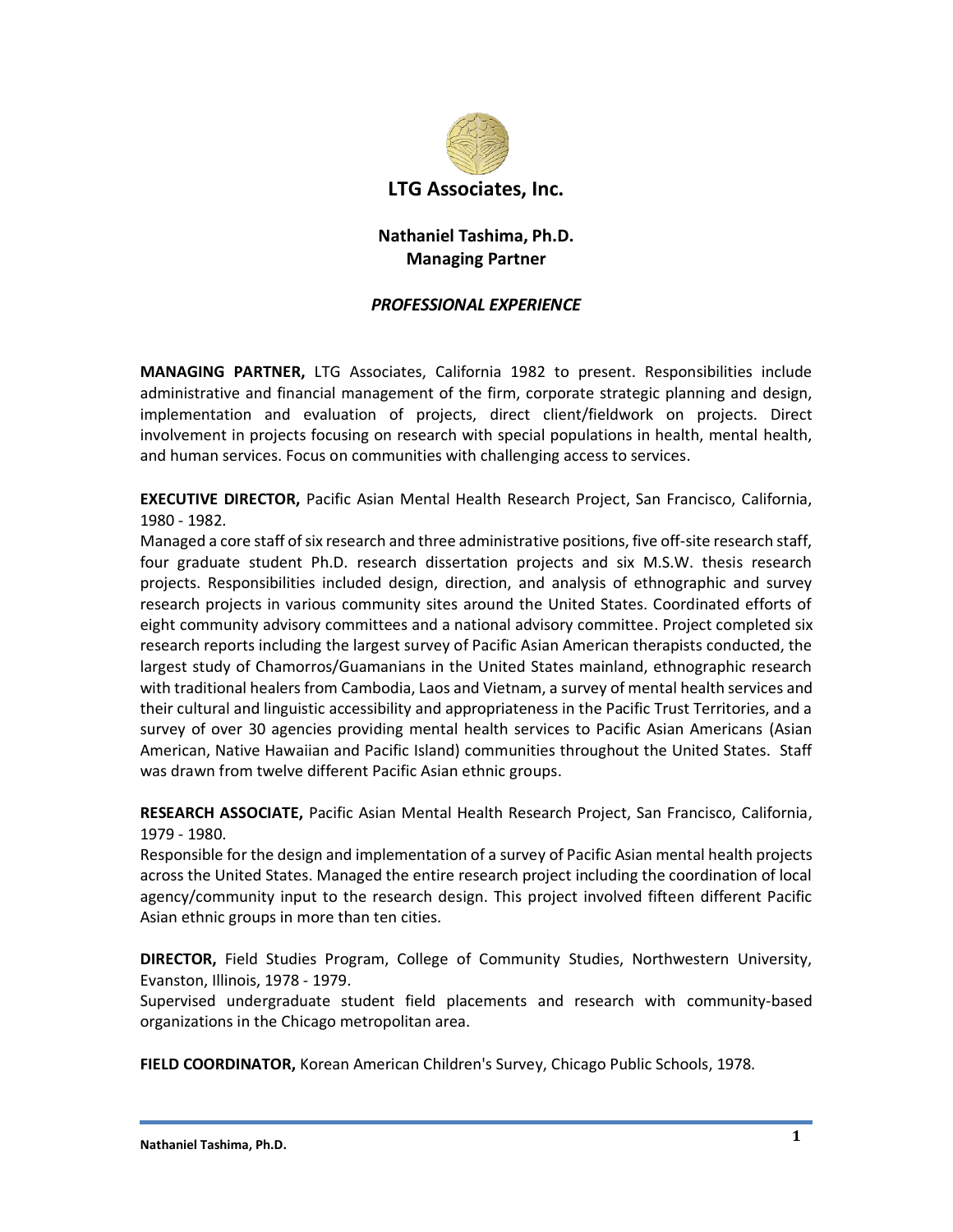# LTG Associates, Inc.

## Nathaniel Tashima, Ph.D.
## Managing Partner

### *PROFESSIONAL EXPERIENCE*

**MANAGING PARTNER,** LTG Associates, California 1982 to present. Responsibilities include administrative and financial management of the firm, corporate strategic planning and design, implementation and evaluation of projects, direct client/fieldwork on projects. Direct involvement in projects focusing on research with special populations in health, mental health, and human services. Focus on communities with challenging access to services.

**EXECUTIVE DIRECTOR,** Pacific Asian Mental Health Research Project, San Francisco, California, 1980 - 1982.

Managed a core staff of six research and three administrative positions, five off-site research staff, four graduate student Ph.D. research dissertation projects and six M.S.W. thesis research projects. Responsibilities included design, direction, and analysis of ethnographic and survey research projects in various community sites around the United States. Coordinated efforts of eight community advisory committees and a national advisory committee. Project completed six research reports including the largest survey of Pacific Asian American therapists conducted, the largest study of Chamorros/Guamanians in the United States mainland, ethnographic research with traditional healers from Cambodia, Laos and Vietnam, a survey of mental health services and their cultural and linguistic accessibility and appropriateness in the Pacific Trust Territories, and a survey of over 30 agencies providing mental health services to Pacific Asian Americans (Asian American, Native Hawaiian and Pacific Island) communities throughout the United States. Staff was drawn from twelve different Pacific Asian ethnic groups.

**RESEARCH ASSOCIATE,** Pacific Asian Mental Health Research Project, San Francisco, California, 1979 - 1980.

Responsible for the design and implementation of a survey of Pacific Asian mental health projects across the United States. Managed the entire research project including the coordination of local agency/community input to the research design. This project involved fifteen different Pacific Asian ethnic groups in more than ten cities.

**DIRECTOR,** Field Studies Program, College of Community Studies, Northwestern University, Evanston, Illinois, 1978 - 1979.

Supervised undergraduate student field placements and research with community-based organizations in the Chicago metropolitan area.

**FIELD COORDINATOR,** Korean American Children's Survey, Chicago Public Schools, 1978.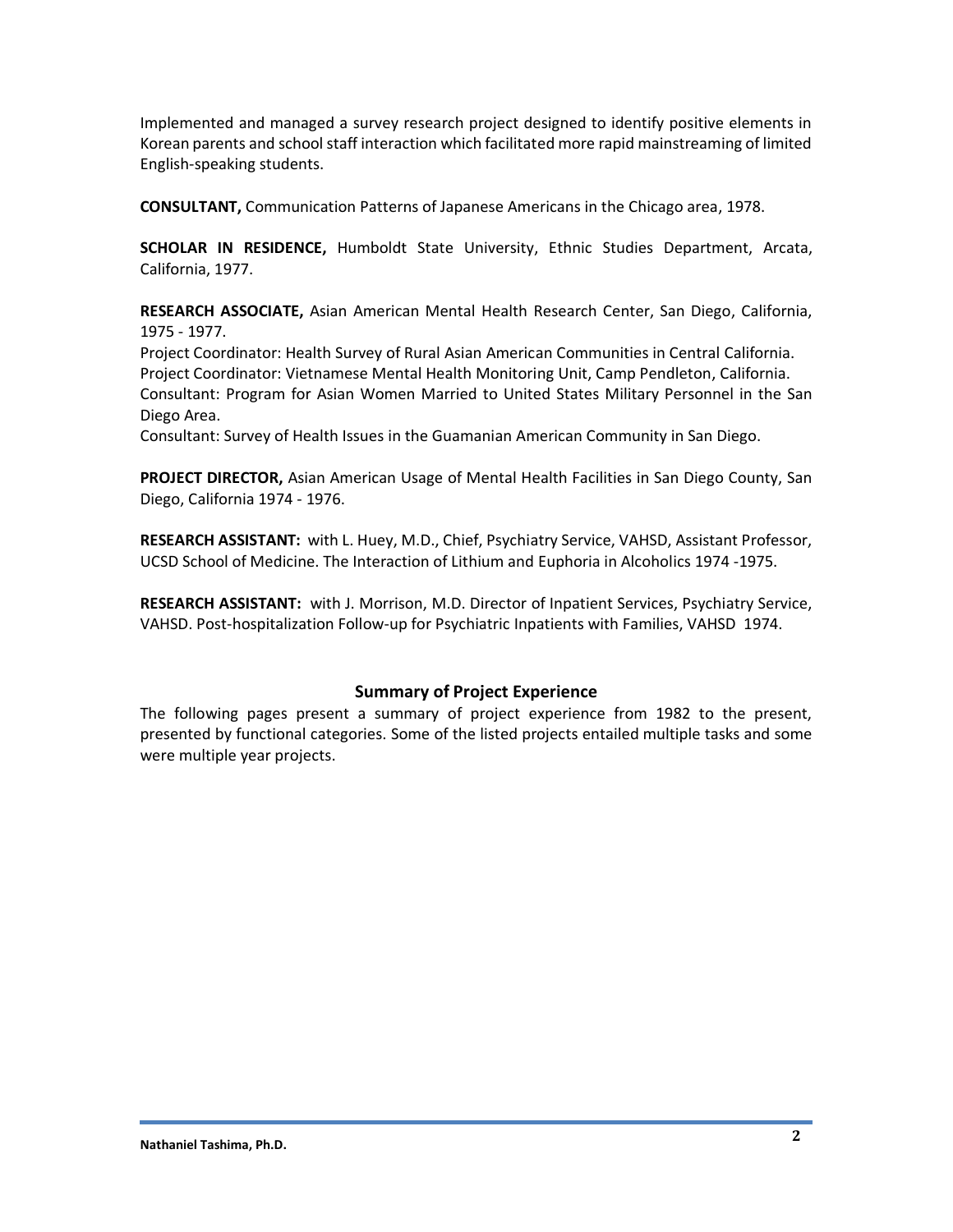Implemented and managed a survey research project designed to identify positive elements in Korean parents and school staff interaction which facilitated more rapid mainstreaming of limited English-speaking students.

**CONSULTANT,** Communication Patterns of Japanese Americans in the Chicago area, 1978.

**SCHOLAR IN RESIDENCE,** Humboldt State University, Ethnic Studies Department, Arcata, California, 1977.

**RESEARCH ASSOCIATE,** Asian American Mental Health Research Center, San Diego, California, 1975 - 1977.
Project Coordinator: Health Survey of Rural Asian American Communities in Central California.
Project Coordinator: Vietnamese Mental Health Monitoring Unit, Camp Pendleton, California.
Consultant: Program for Asian Women Married to United States Military Personnel in the San Diego Area.
Consultant: Survey of Health Issues in the Guamanian American Community in San Diego.

**PROJECT DIRECTOR,** Asian American Usage of Mental Health Facilities in San Diego County, San Diego, California 1974 - 1976.

**RESEARCH ASSISTANT:** with L. Huey, M.D., Chief, Psychiatry Service, VAHSD, Assistant Professor, UCSD School of Medicine. The Interaction of Lithium and Euphoria in Alcoholics 1974 -1975.

**RESEARCH ASSISTANT:** with J. Morrison, M.D. Director of Inpatient Services, Psychiatry Service, VAHSD. Post-hospitalization Follow-up for Psychiatric Inpatients with Families, VAHSD 1974.

## Summary of Project Experience

The following pages present a summary of project experience from 1982 to the present, presented by functional categories. Some of the listed projects entailed multiple tasks and some were multiple year projects.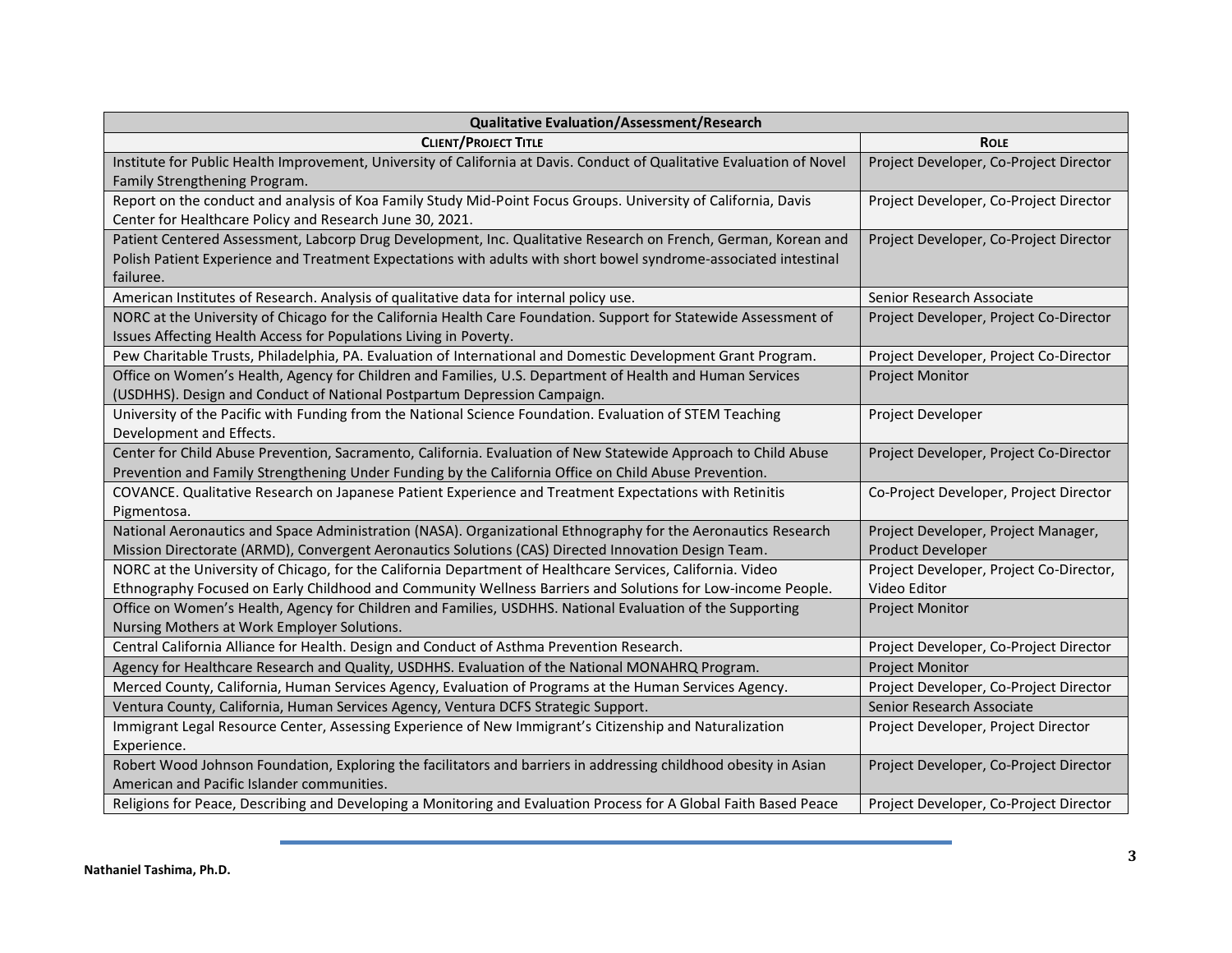| Qualitative Evaluation/Assessment/Research | |
|---|---|
| **Client/Project Title** | **Role** |
| Institute for Public Health Improvement, University of California at Davis. Conduct of Qualitative Evaluation of Novel Family Strengthening Program. | Project Developer, Co-Project Director |
| Report on the conduct and analysis of Koa Family Study Mid-Point Focus Groups. University of California, Davis Center for Healthcare Policy and Research June 30, 2021. | Project Developer, Co-Project Director |
| Patient Centered Assessment, Labcorp Drug Development, Inc. Qualitative Research on French, German, Korean and Polish Patient Experience and Treatment Expectations with adults with short bowel syndrome-associated intestinal failuree. | Project Developer, Co-Project Director |
| American Institutes of Research. Analysis of qualitative data for internal policy use. | Senior Research Associate |
| NORC at the University of Chicago for the California Health Care Foundation. Support for Statewide Assessment of Issues Affecting Health Access for Populations Living in Poverty. | Project Developer, Project Co-Director |
| Pew Charitable Trusts, Philadelphia, PA. Evaluation of International and Domestic Development Grant Program. | Project Developer, Project Co-Director |
| Office on Women's Health, Agency for Children and Families, U.S. Department of Health and Human Services (USDHHS). Design and Conduct of National Postpartum Depression Campaign. | Project Monitor |
| University of the Pacific with Funding from the National Science Foundation. Evaluation of STEM Teaching Development and Effects. | Project Developer |
| Center for Child Abuse Prevention, Sacramento, California. Evaluation of New Statewide Approach to Child Abuse Prevention and Family Strengthening Under Funding by the California Office on Child Abuse Prevention. | Project Developer, Project Co-Director |
| COVANCE. Qualitative Research on Japanese Patient Experience and Treatment Expectations with Retinitis Pigmentosa. | Co-Project Developer, Project Director |
| National Aeronautics and Space Administration (NASA). Organizational Ethnography for the Aeronautics Research Mission Directorate (ARMD), Convergent Aeronautics Solutions (CAS) Directed Innovation Design Team. | Project Developer, Project Manager, Product Developer |
| NORC at the University of Chicago, for the California Department of Healthcare Services, California. Video Ethnography Focused on Early Childhood and Community Wellness Barriers and Solutions for Low-income People. | Project Developer, Project Co-Director, Video Editor |
| Office on Women's Health, Agency for Children and Families, USDHHS. National Evaluation of the Supporting Nursing Mothers at Work Employer Solutions. | Project Monitor |
| Central California Alliance for Health. Design and Conduct of Asthma Prevention Research. | Project Developer, Co-Project Director |
| Agency for Healthcare Research and Quality, USDHHS. Evaluation of the National MONAHRQ Program. | Project Monitor |
| Merced County, California, Human Services Agency, Evaluation of Programs at the Human Services Agency. | Project Developer, Co-Project Director |
| Ventura County, California, Human Services Agency, Ventura DCFS Strategic Support. | Senior Research Associate |
| Immigrant Legal Resource Center, Assessing Experience of New Immigrant's Citizenship and Naturalization Experience. | Project Developer, Project Director |
| Robert Wood Johnson Foundation, Exploring the facilitators and barriers in addressing childhood obesity in Asian American and Pacific Islander communities. | Project Developer, Co-Project Director |
| Religions for Peace, Describing and Developing a Monitoring and Evaluation Process for A Global Faith Based Peace | Project Developer, Co-Project Director |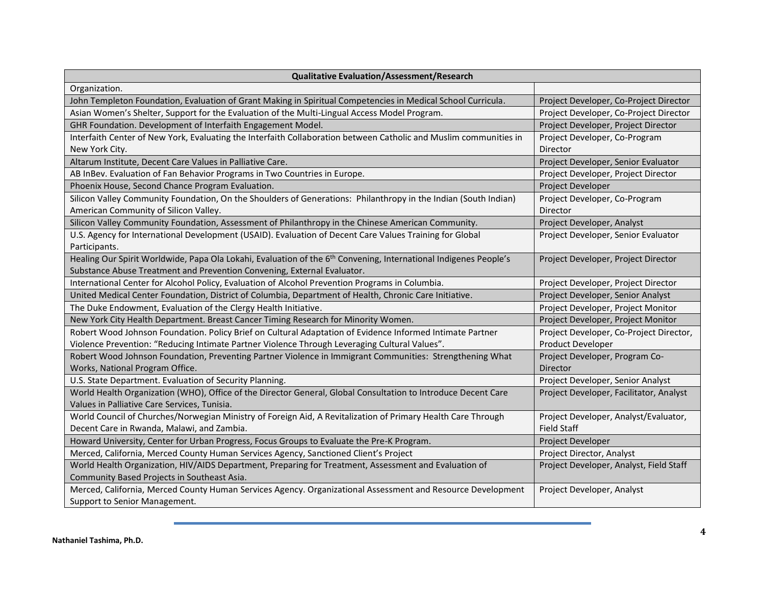| Qualitative Evaluation/Assessment/Research | |
|---|---|
| Organization. | |
| John Templeton Foundation, Evaluation of Grant Making in Spiritual Competencies in Medical School Curricula. | Project Developer, Co-Project Director |
| Asian Women's Shelter, Support for the Evaluation of the Multi-Lingual Access Model Program. | Project Developer, Co-Project Director |
| GHR Foundation. Development of Interfaith Engagement Model. | Project Developer, Project Director |
| Interfaith Center of New York, Evaluating the Interfaith Collaboration between Catholic and Muslim communities in New York City. | Project Developer, Co-Program Director |
| Altarum Institute, Decent Care Values in Palliative Care. | Project Developer, Senior Evaluator |
| AB InBev. Evaluation of Fan Behavior Programs in Two Countries in Europe. | Project Developer, Project Director |
| Phoenix House, Second Chance Program Evaluation. | Project Developer |
| Silicon Valley Community Foundation, On the Shoulders of Generations: Philanthropy in the Indian (South Indian) American Community of Silicon Valley. | Project Developer, Co-Program Director |
| Silicon Valley Community Foundation, Assessment of Philanthropy in the Chinese American Community. | Project Developer, Analyst |
| U.S. Agency for International Development (USAID). Evaluation of Decent Care Values Training for Global Participants. | Project Developer, Senior Evaluator |
| Healing Our Spirit Worldwide, Papa Ola Lokahi, Evaluation of the 6th Convening, International Indigenes People's Substance Abuse Treatment and Prevention Convening, External Evaluator. | Project Developer, Project Director |
| International Center for Alcohol Policy, Evaluation of Alcohol Prevention Programs in Columbia. | Project Developer, Project Director |
| United Medical Center Foundation, District of Columbia, Department of Health, Chronic Care Initiative. | Project Developer, Senior Analyst |
| The Duke Endowment, Evaluation of the Clergy Health Initiative. | Project Developer, Project Monitor |
| New York City Health Department. Breast Cancer Timing Research for Minority Women. | Project Developer, Project Monitor |
| Robert Wood Johnson Foundation. Policy Brief on Cultural Adaptation of Evidence Informed Intimate Partner Violence Prevention: "Reducing Intimate Partner Violence Through Leveraging Cultural Values". | Project Developer, Co-Project Director, Product Developer |
| Robert Wood Johnson Foundation, Preventing Partner Violence in Immigrant Communities: Strengthening What Works, National Program Office. | Project Developer, Program Co-Director |
| U.S. State Department. Evaluation of Security Planning. | Project Developer, Senior Analyst |
| World Health Organization (WHO), Office of the Director General, Global Consultation to Introduce Decent Care Values in Palliative Care Services, Tunisia. | Project Developer, Facilitator, Analyst |
| World Council of Churches/Norwegian Ministry of Foreign Aid, A Revitalization of Primary Health Care Through Decent Care in Rwanda, Malawi, and Zambia. | Project Developer, Analyst/Evaluator, Field Staff |
| Howard University, Center for Urban Progress, Focus Groups to Evaluate the Pre-K Program. | Project Developer |
| Merced, California, Merced County Human Services Agency, Sanctioned Client's Project | Project Director, Analyst |
| World Health Organization, HIV/AIDS Department, Preparing for Treatment, Assessment and Evaluation of Community Based Projects in Southeast Asia. | Project Developer, Analyst, Field Staff |
| Merced, California, Merced County Human Services Agency. Organizational Assessment and Resource Development Support to Senior Management. | Project Developer, Analyst |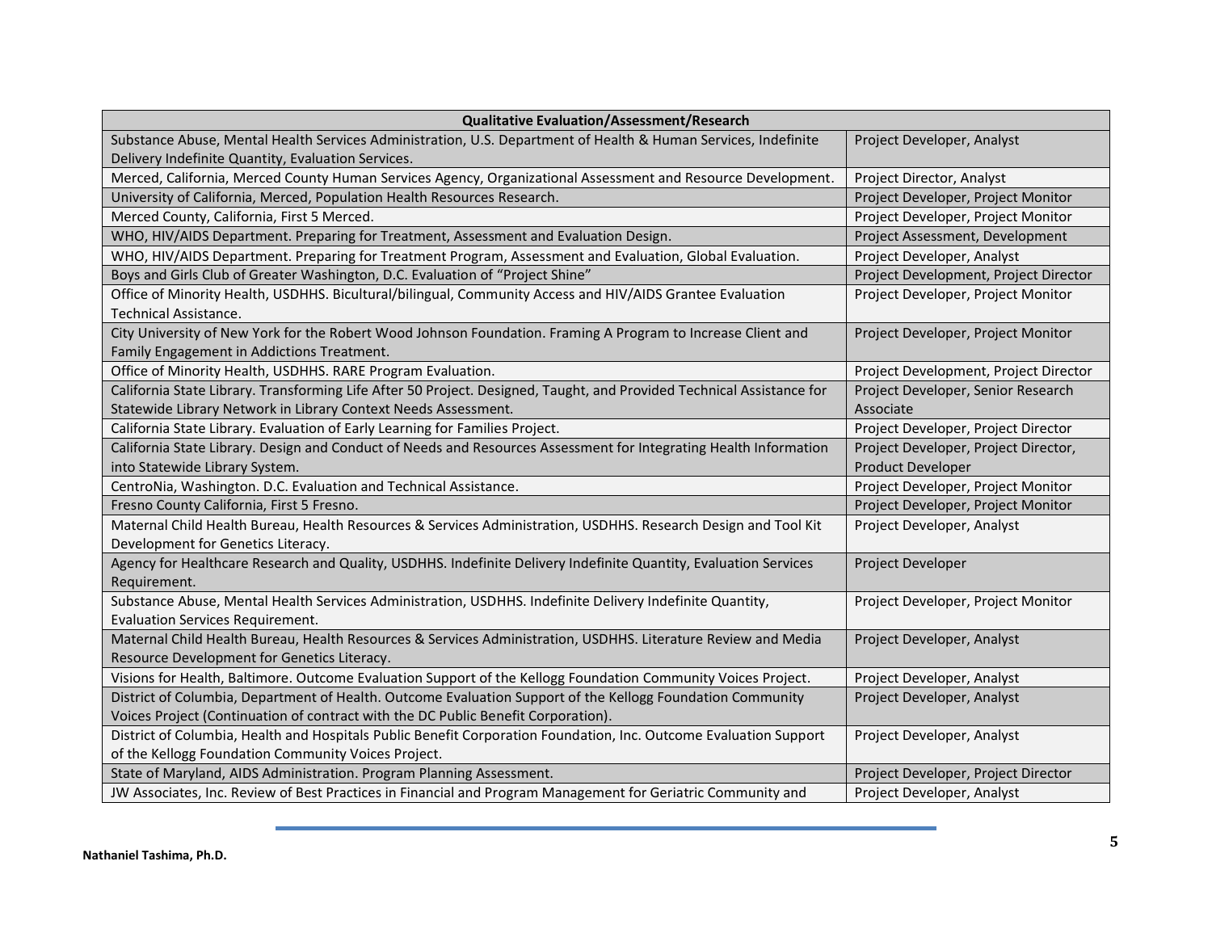| Qualitative Evaluation/Assessment/Research | |
|---|---|
| Substance Abuse, Mental Health Services Administration, U.S. Department of Health & Human Services, Indefinite Delivery Indefinite Quantity, Evaluation Services. | Project Developer, Analyst |
| Merced, California, Merced County Human Services Agency, Organizational Assessment and Resource Development. | Project Director, Analyst |
| University of California, Merced, Population Health Resources Research. | Project Developer, Project Monitor |
| Merced County, California, First 5 Merced. | Project Developer, Project Monitor |
| WHO, HIV/AIDS Department. Preparing for Treatment, Assessment and Evaluation Design. | Project Assessment, Development |
| WHO, HIV/AIDS Department. Preparing for Treatment Program, Assessment and Evaluation, Global Evaluation. | Project Developer, Analyst |
| Boys and Girls Club of Greater Washington, D.C. Evaluation of "Project Shine" | Project Development, Project Director |
| Office of Minority Health, USDHHS. Bicultural/bilingual, Community Access and HIV/AIDS Grantee Evaluation Technical Assistance. | Project Developer, Project Monitor |
| City University of New York for the Robert Wood Johnson Foundation. Framing A Program to Increase Client and Family Engagement in Addictions Treatment. | Project Developer, Project Monitor |
| Office of Minority Health, USDHHS. RARE Program Evaluation. | Project Development, Project Director |
| California State Library. Transforming Life After 50 Project. Designed, Taught, and Provided Technical Assistance for Statewide Library Network in Library Context Needs Assessment. | Project Developer, Senior Research Associate |
| California State Library. Evaluation of Early Learning for Families Project. | Project Developer, Project Director |
| California State Library. Design and Conduct of Needs and Resources Assessment for Integrating Health Information into Statewide Library System. | Project Developer, Project Director, Product Developer |
| CentroNia, Washington. D.C. Evaluation and Technical Assistance. | Project Developer, Project Monitor |
| Fresno County California, First 5 Fresno. | Project Developer, Project Monitor |
| Maternal Child Health Bureau, Health Resources & Services Administration, USDHHS. Research Design and Tool Kit Development for Genetics Literacy. | Project Developer, Analyst |
| Agency for Healthcare Research and Quality, USDHHS. Indefinite Delivery Indefinite Quantity, Evaluation Services Requirement. | Project Developer |
| Substance Abuse, Mental Health Services Administration, USDHHS. Indefinite Delivery Indefinite Quantity, Evaluation Services Requirement. | Project Developer, Project Monitor |
| Maternal Child Health Bureau, Health Resources & Services Administration, USDHHS. Literature Review and Media Resource Development for Genetics Literacy. | Project Developer, Analyst |
| Visions for Health, Baltimore. Outcome Evaluation Support of the Kellogg Foundation Community Voices Project. | Project Developer, Analyst |
| District of Columbia, Department of Health. Outcome Evaluation Support of the Kellogg Foundation Community Voices Project (Continuation of contract with the DC Public Benefit Corporation). | Project Developer, Analyst |
| District of Columbia, Health and Hospitals Public Benefit Corporation Foundation, Inc. Outcome Evaluation Support of the Kellogg Foundation Community Voices Project. | Project Developer, Analyst |
| State of Maryland, AIDS Administration. Program Planning Assessment. | Project Developer, Project Director |
| JW Associates, Inc. Review of Best Practices in Financial and Program Management for Geriatric Community and | Project Developer, Analyst |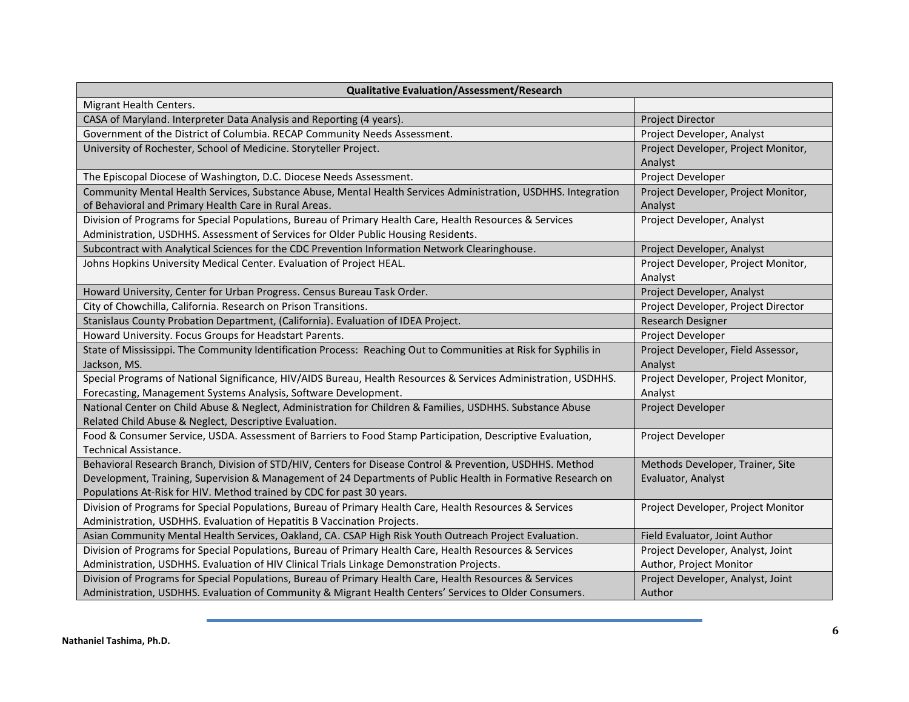| Qualitative Evaluation/Assessment/Research | |
|---|---|
| Migrant Health Centers. | |
| CASA of Maryland. Interpreter Data Analysis and Reporting (4 years). | Project Director |
| Government of the District of Columbia. RECAP Community Needs Assessment. | Project Developer, Analyst |
| University of Rochester, School of Medicine. Storyteller Project. | Project Developer, Project Monitor, Analyst |
| The Episcopal Diocese of Washington, D.C. Diocese Needs Assessment. | Project Developer |
| Community Mental Health Services, Substance Abuse, Mental Health Services Administration, USDHHS. Integration of Behavioral and Primary Health Care in Rural Areas. | Project Developer, Project Monitor, Analyst |
| Division of Programs for Special Populations, Bureau of Primary Health Care, Health Resources & Services Administration, USDHHS. Assessment of Services for Older Public Housing Residents. | Project Developer, Analyst |
| Subcontract with Analytical Sciences for the CDC Prevention Information Network Clearinghouse. | Project Developer, Analyst |
| Johns Hopkins University Medical Center. Evaluation of Project HEAL. | Project Developer, Project Monitor, Analyst |
| Howard University, Center for Urban Progress. Census Bureau Task Order. | Project Developer, Analyst |
| City of Chowchilla, California. Research on Prison Transitions. | Project Developer, Project Director |
| Stanislaus County Probation Department, (California). Evaluation of IDEA Project. | Research Designer |
| Howard University. Focus Groups for Headstart Parents. | Project Developer |
| State of Mississippi. The Community Identification Process: Reaching Out to Communities at Risk for Syphilis in Jackson, MS. | Project Developer, Field Assessor, Analyst |
| Special Programs of National Significance, HIV/AIDS Bureau, Health Resources & Services Administration, USDHHS. Forecasting, Management Systems Analysis, Software Development. | Project Developer, Project Monitor, Analyst |
| National Center on Child Abuse & Neglect, Administration for Children & Families, USDHHS. Substance Abuse Related Child Abuse & Neglect, Descriptive Evaluation. | Project Developer |
| Food & Consumer Service, USDA. Assessment of Barriers to Food Stamp Participation, Descriptive Evaluation, Technical Assistance. | Project Developer |
| Behavioral Research Branch, Division of STD/HIV, Centers for Disease Control & Prevention, USDHHS. Method Development, Training, Supervision & Management of 24 Departments of Public Health in Formative Research on Populations At-Risk for HIV. Method trained by CDC for past 30 years. | Methods Developer, Trainer, Site Evaluator, Analyst |
| Division of Programs for Special Populations, Bureau of Primary Health Care, Health Resources & Services Administration, USDHHS. Evaluation of Hepatitis B Vaccination Projects. | Project Developer, Project Monitor |
| Asian Community Mental Health Services, Oakland, CA. CSAP High Risk Youth Outreach Project Evaluation. | Field Evaluator, Joint Author |
| Division of Programs for Special Populations, Bureau of Primary Health Care, Health Resources & Services Administration, USDHHS. Evaluation of HIV Clinical Trials Linkage Demonstration Projects. | Project Developer, Analyst, Joint Author, Project Monitor |
| Division of Programs for Special Populations, Bureau of Primary Health Care, Health Resources & Services Administration, USDHHS. Evaluation of Community & Migrant Health Centers' Services to Older Consumers. | Project Developer, Analyst, Joint Author |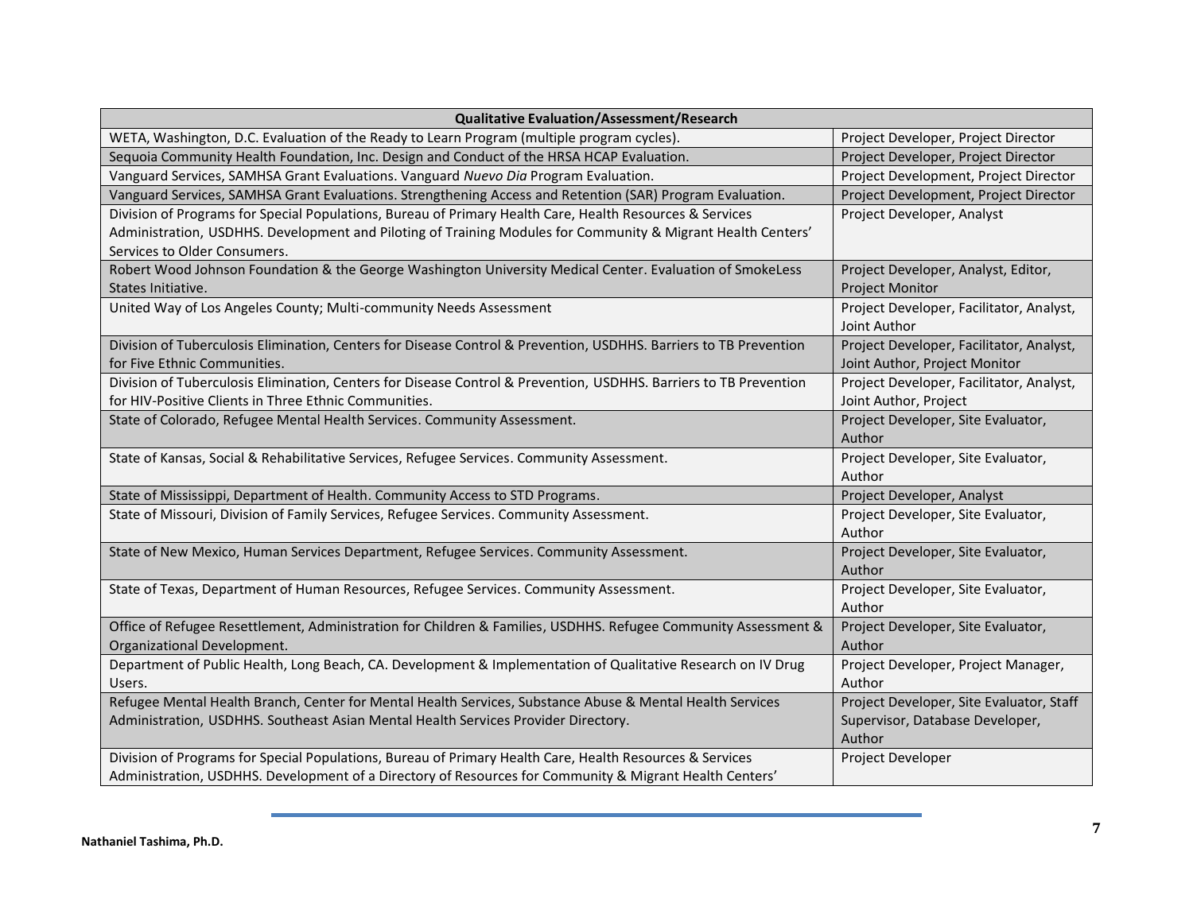| Qualitative Evaluation/Assessment/Research | |
|---|---|
| WETA, Washington, D.C. Evaluation of the Ready to Learn Program (multiple program cycles). | Project Developer, Project Director |
| Sequoia Community Health Foundation, Inc. Design and Conduct of the HRSA HCAP Evaluation. | Project Developer, Project Director |
| Vanguard Services, SAMHSA Grant Evaluations. Vanguard *Nuevo Dia* Program Evaluation. | Project Development, Project Director |
| Vanguard Services, SAMHSA Grant Evaluations. Strengthening Access and Retention (SAR) Program Evaluation. | Project Development, Project Director |
| Division of Programs for Special Populations, Bureau of Primary Health Care, Health Resources & Services Administration, USDHHS. Development and Piloting of Training Modules for Community & Migrant Health Centers' Services to Older Consumers. | Project Developer, Analyst |
| Robert Wood Johnson Foundation & the George Washington University Medical Center. Evaluation of SmokeLess States Initiative. | Project Developer, Analyst, Editor, Project Monitor |
| United Way of Los Angeles County; Multi-community Needs Assessment | Project Developer, Facilitator, Analyst, Joint Author |
| Division of Tuberculosis Elimination, Centers for Disease Control & Prevention, USDHHS. Barriers to TB Prevention for Five Ethnic Communities. | Project Developer, Facilitator, Analyst, Joint Author, Project Monitor |
| Division of Tuberculosis Elimination, Centers for Disease Control & Prevention, USDHHS. Barriers to TB Prevention for HIV-Positive Clients in Three Ethnic Communities. | Project Developer, Facilitator, Analyst, Joint Author, Project |
| State of Colorado, Refugee Mental Health Services. Community Assessment. | Project Developer, Site Evaluator, Author |
| State of Kansas, Social & Rehabilitative Services, Refugee Services. Community Assessment. | Project Developer, Site Evaluator, Author |
| State of Mississippi, Department of Health. Community Access to STD Programs. | Project Developer, Analyst |
| State of Missouri, Division of Family Services, Refugee Services. Community Assessment. | Project Developer, Site Evaluator, Author |
| State of New Mexico, Human Services Department, Refugee Services. Community Assessment. | Project Developer, Site Evaluator, Author |
| State of Texas, Department of Human Resources, Refugee Services. Community Assessment. | Project Developer, Site Evaluator, Author |
| Office of Refugee Resettlement, Administration for Children & Families, USDHHS. Refugee Community Assessment & Organizational Development. | Project Developer, Site Evaluator, Author |
| Department of Public Health, Long Beach, CA. Development & Implementation of Qualitative Research on IV Drug Users. | Project Developer, Project Manager, Author |
| Refugee Mental Health Branch, Center for Mental Health Services, Substance Abuse & Mental Health Services Administration, USDHHS. Southeast Asian Mental Health Services Provider Directory. | Project Developer, Site Evaluator, Staff Supervisor, Database Developer, Author |
| Division of Programs for Special Populations, Bureau of Primary Health Care, Health Resources & Services Administration, USDHHS. Development of a Directory of Resources for Community & Migrant Health Centers' | Project Developer |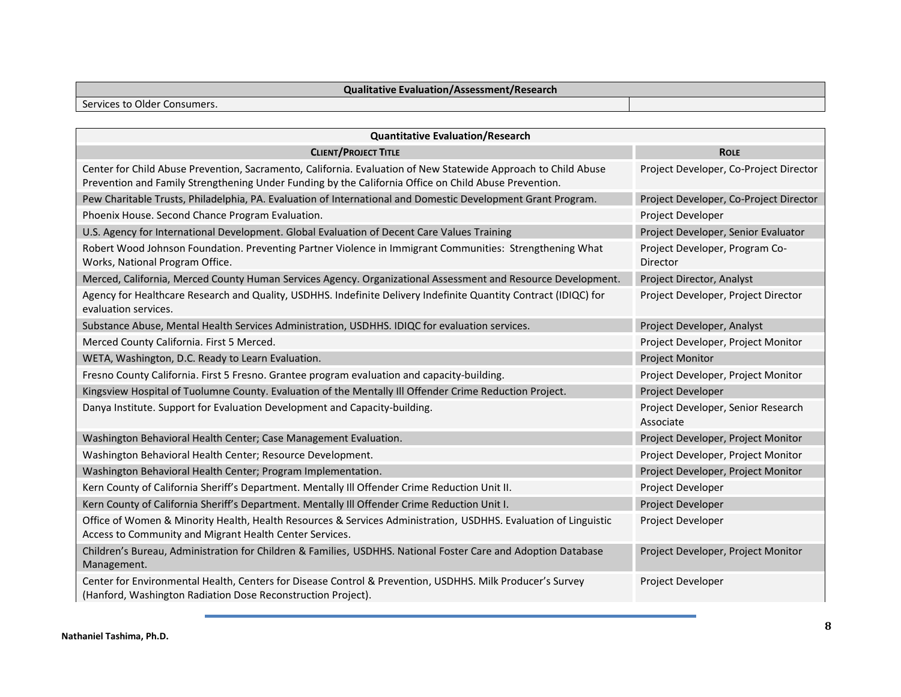| Qualitative Evaluation/Assessment/Research | |
|---|---|
| Services to Older Consumers. | |

| Quantitative Evaluation/Research | |
|---|---|
| **CLIENT/PROJECT TITLE** | **ROLE** |
| Center for Child Abuse Prevention, Sacramento, California. Evaluation of New Statewide Approach to Child Abuse Prevention and Family Strengthening Under Funding by the California Office on Child Abuse Prevention. | Project Developer, Co-Project Director |
| Pew Charitable Trusts, Philadelphia, PA. Evaluation of International and Domestic Development Grant Program. | Project Developer, Co-Project Director |
| Phoenix House. Second Chance Program Evaluation. | Project Developer |
| U.S. Agency for International Development. Global Evaluation of Decent Care Values Training | Project Developer, Senior Evaluator |
| Robert Wood Johnson Foundation. Preventing Partner Violence in Immigrant Communities: Strengthening What Works, National Program Office. | Project Developer, Program Co-Director |
| Merced, California, Merced County Human Services Agency. Organizational Assessment and Resource Development. | Project Director, Analyst |
| Agency for Healthcare Research and Quality, USDHHS. Indefinite Delivery Indefinite Quantity Contract (IDIQC) for evaluation services. | Project Developer, Project Director |
| Substance Abuse, Mental Health Services Administration, USDHHS. IDIQC for evaluation services. | Project Developer, Analyst |
| Merced County California. First 5 Merced. | Project Developer, Project Monitor |
| WETA, Washington, D.C. Ready to Learn Evaluation. | Project Monitor |
| Fresno County California. First 5 Fresno. Grantee program evaluation and capacity-building. | Project Developer, Project Monitor |
| Kingsview Hospital of Tuolumne County. Evaluation of the Mentally Ill Offender Crime Reduction Project. | Project Developer |
| Danya Institute. Support for Evaluation Development and Capacity-building. | Project Developer, Senior Research Associate |
| Washington Behavioral Health Center; Case Management Evaluation. | Project Developer, Project Monitor |
| Washington Behavioral Health Center; Resource Development. | Project Developer, Project Monitor |
| Washington Behavioral Health Center; Program Implementation. | Project Developer, Project Monitor |
| Kern County of California Sheriff's Department. Mentally Ill Offender Crime Reduction Unit II. | Project Developer |
| Kern County of California Sheriff's Department. Mentally Ill Offender Crime Reduction Unit I. | Project Developer |
| Office of Women & Minority Health, Health Resources & Services Administration, USDHHS. Evaluation of Linguistic Access to Community and Migrant Health Center Services. | Project Developer |
| Children's Bureau, Administration for Children & Families, USDHHS. National Foster Care and Adoption Database Management. | Project Developer, Project Monitor |
| Center for Environmental Health, Centers for Disease Control & Prevention, USDHHS. Milk Producer's Survey (Hanford, Washington Radiation Dose Reconstruction Project). | Project Developer |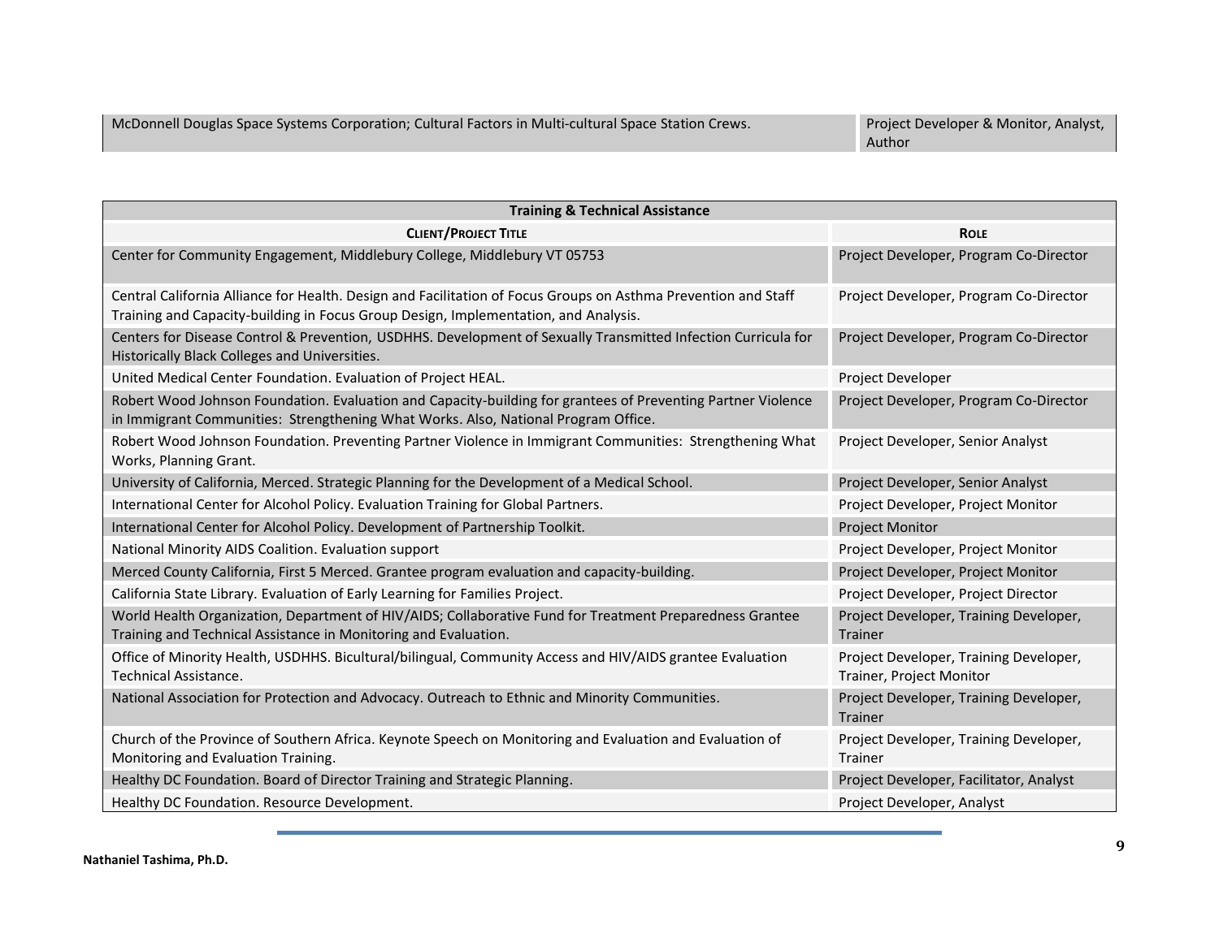| | |
|---|---|
| McDonnell Douglas Space Systems Corporation; Cultural Factors in Multi-cultural Space Station Crews. | Project Developer & Monitor, Analyst, Author |

| Training & Technical Assistance | |
|---|---|
| **CLIENT/PROJECT TITLE** | **ROLE** |
| Center for Community Engagement, Middlebury College, Middlebury VT 05753 | Project Developer, Program Co-Director |
| Central California Alliance for Health. Design and Facilitation of Focus Groups on Asthma Prevention and Staff Training and Capacity-building in Focus Group Design, Implementation, and Analysis. | Project Developer, Program Co-Director |
| Centers for Disease Control & Prevention, USDHHS. Development of Sexually Transmitted Infection Curricula for Historically Black Colleges and Universities. | Project Developer, Program Co-Director |
| United Medical Center Foundation. Evaluation of Project HEAL. | Project Developer |
| Robert Wood Johnson Foundation. Evaluation and Capacity-building for grantees of Preventing Partner Violence in Immigrant Communities: Strengthening What Works. Also, National Program Office. | Project Developer, Program Co-Director |
| Robert Wood Johnson Foundation. Preventing Partner Violence in Immigrant Communities: Strengthening What Works, Planning Grant. | Project Developer, Senior Analyst |
| University of California, Merced. Strategic Planning for the Development of a Medical School. | Project Developer, Senior Analyst |
| International Center for Alcohol Policy. Evaluation Training for Global Partners. | Project Developer, Project Monitor |
| International Center for Alcohol Policy. Development of Partnership Toolkit. | Project Monitor |
| National Minority AIDS Coalition. Evaluation support | Project Developer, Project Monitor |
| Merced County California, First 5 Merced. Grantee program evaluation and capacity-building. | Project Developer, Project Monitor |
| California State Library. Evaluation of Early Learning for Families Project. | Project Developer, Project Director |
| World Health Organization, Department of HIV/AIDS; Collaborative Fund for Treatment Preparedness Grantee Training and Technical Assistance in Monitoring and Evaluation. | Project Developer, Training Developer, Trainer |
| Office of Minority Health, USDHHS. Bicultural/bilingual, Community Access and HIV/AIDS grantee Evaluation Technical Assistance. | Project Developer, Training Developer, Trainer, Project Monitor |
| National Association for Protection and Advocacy. Outreach to Ethnic and Minority Communities. | Project Developer, Training Developer, Trainer |
| Church of the Province of Southern Africa. Keynote Speech on Monitoring and Evaluation and Evaluation of Monitoring and Evaluation Training. | Project Developer, Training Developer, Trainer |
| Healthy DC Foundation. Board of Director Training and Strategic Planning. | Project Developer, Facilitator, Analyst |
| Healthy DC Foundation. Resource Development. | Project Developer, Analyst |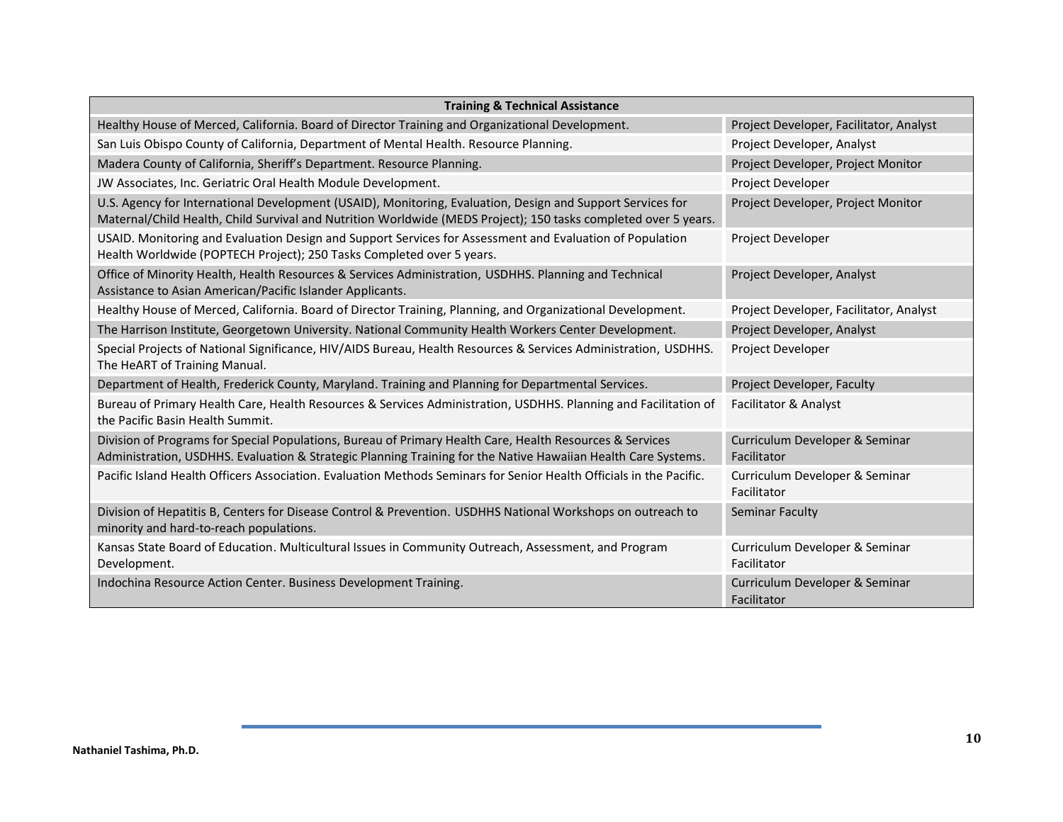| Training & Technical Assistance | |
|---|---|
| Healthy House of Merced, California. Board of Director Training and Organizational Development. | Project Developer, Facilitator, Analyst |
| San Luis Obispo County of California, Department of Mental Health. Resource Planning. | Project Developer, Analyst |
| Madera County of California, Sheriff's Department. Resource Planning. | Project Developer, Project Monitor |
| JW Associates, Inc. Geriatric Oral Health Module Development. | Project Developer |
| U.S. Agency for International Development (USAID), Monitoring, Evaluation, Design and Support Services for Maternal/Child Health, Child Survival and Nutrition Worldwide (MEDS Project); 150 tasks completed over 5 years. | Project Developer, Project Monitor |
| USAID. Monitoring and Evaluation Design and Support Services for Assessment and Evaluation of Population Health Worldwide (POPTECH Project); 250 Tasks Completed over 5 years. | Project Developer |
| Office of Minority Health, Health Resources & Services Administration, USDHHS. Planning and Technical Assistance to Asian American/Pacific Islander Applicants. | Project Developer, Analyst |
| Healthy House of Merced, California. Board of Director Training, Planning, and Organizational Development. | Project Developer, Facilitator, Analyst |
| The Harrison Institute, Georgetown University. National Community Health Workers Center Development. | Project Developer, Analyst |
| Special Projects of National Significance, HIV/AIDS Bureau, Health Resources & Services Administration, USDHHS. The HeART of Training Manual. | Project Developer |
| Department of Health, Frederick County, Maryland. Training and Planning for Departmental Services. | Project Developer, Faculty |
| Bureau of Primary Health Care, Health Resources & Services Administration, USDHHS. Planning and Facilitation of the Pacific Basin Health Summit. | Facilitator & Analyst |
| Division of Programs for Special Populations, Bureau of Primary Health Care, Health Resources & Services Administration, USDHHS. Evaluation & Strategic Planning Training for the Native Hawaiian Health Care Systems. | Curriculum Developer & Seminar Facilitator |
| Pacific Island Health Officers Association. Evaluation Methods Seminars for Senior Health Officials in the Pacific. | Curriculum Developer & Seminar Facilitator |
| Division of Hepatitis B, Centers for Disease Control & Prevention. USDHHS National Workshops on outreach to minority and hard-to-reach populations. | Seminar Faculty |
| Kansas State Board of Education. Multicultural Issues in Community Outreach, Assessment, and Program Development. | Curriculum Developer & Seminar Facilitator |
| Indochina Resource Action Center. Business Development Training. | Curriculum Developer & Seminar Facilitator |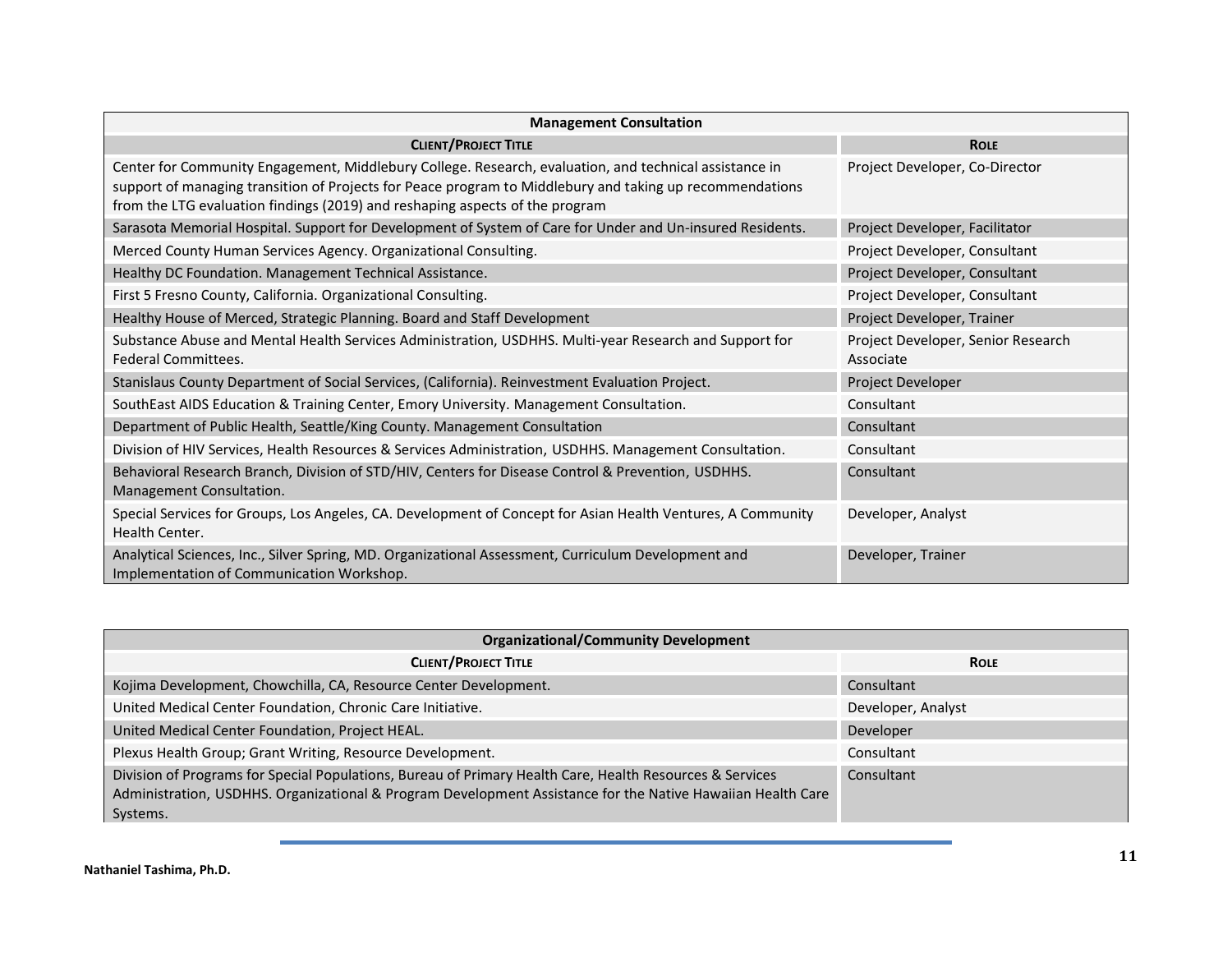| Management Consultation | |
|---|---|
| **CLIENT/PROJECT TITLE** | **ROLE** |
| Center for Community Engagement, Middlebury College. Research, evaluation, and technical assistance in support of managing transition of Projects for Peace program to Middlebury and taking up recommendations from the LTG evaluation findings (2019) and reshaping aspects of the program | Project Developer, Co-Director |
| Sarasota Memorial Hospital. Support for Development of System of Care for Under and Un-insured Residents. | Project Developer, Facilitator |
| Merced County Human Services Agency. Organizational Consulting. | Project Developer, Consultant |
| Healthy DC Foundation. Management Technical Assistance. | Project Developer, Consultant |
| First 5 Fresno County, California. Organizational Consulting. | Project Developer, Consultant |
| Healthy House of Merced, Strategic Planning. Board and Staff Development | Project Developer, Trainer |
| Substance Abuse and Mental Health Services Administration, USDHHS. Multi-year Research and Support for Federal Committees. | Project Developer, Senior Research Associate |
| Stanislaus County Department of Social Services, (California). Reinvestment Evaluation Project. | Project Developer |
| SouthEast AIDS Education & Training Center, Emory University. Management Consultation. | Consultant |
| Department of Public Health, Seattle/King County. Management Consultation | Consultant |
| Division of HIV Services, Health Resources & Services Administration, USDHHS. Management Consultation. | Consultant |
| Behavioral Research Branch, Division of STD/HIV, Centers for Disease Control & Prevention, USDHHS. Management Consultation. | Consultant |
| Special Services for Groups, Los Angeles, CA. Development of Concept for Asian Health Ventures, A Community Health Center. | Developer, Analyst |
| Analytical Sciences, Inc., Silver Spring, MD. Organizational Assessment, Curriculum Development and Implementation of Communication Workshop. | Developer, Trainer |

| Organizational/Community Development | |
|---|---|
| **CLIENT/PROJECT TITLE** | **ROLE** |
| Kojima Development, Chowchilla, CA, Resource Center Development. | Consultant |
| United Medical Center Foundation, Chronic Care Initiative. | Developer, Analyst |
| United Medical Center Foundation, Project HEAL. | Developer |
| Plexus Health Group; Grant Writing, Resource Development. | Consultant |
| Division of Programs for Special Populations, Bureau of Primary Health Care, Health Resources & Services Administration, USDHHS. Organizational & Program Development Assistance for the Native Hawaiian Health Care Systems. | Consultant |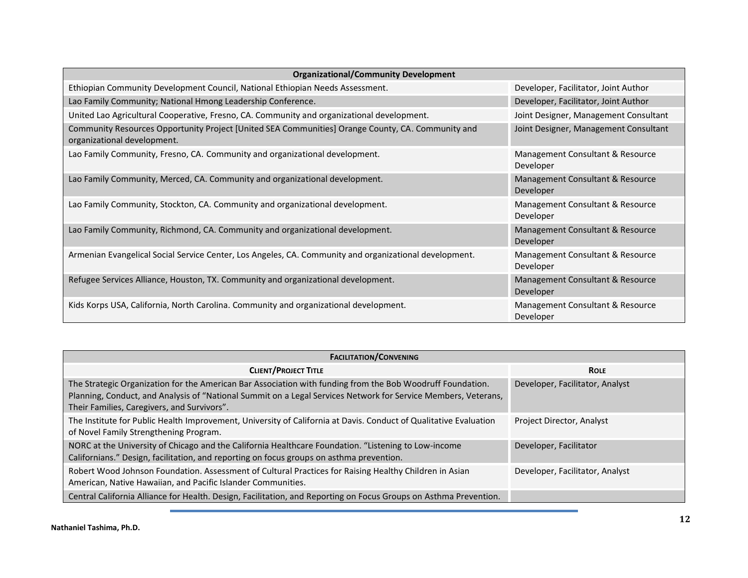| Organizational/Community Development | |
|---|---|
| Ethiopian Community Development Council, National Ethiopian Needs Assessment. | Developer, Facilitator, Joint Author |
| Lao Family Community; National Hmong Leadership Conference. | Developer, Facilitator, Joint Author |
| United Lao Agricultural Cooperative, Fresno, CA. Community and organizational development. | Joint Designer, Management Consultant |
| Community Resources Opportunity Project [United SEA Communities] Orange County, CA. Community and organizational development. | Joint Designer, Management Consultant |
| Lao Family Community, Fresno, CA. Community and organizational development. | Management Consultant & Resource Developer |
| Lao Family Community, Merced, CA. Community and organizational development. | Management Consultant & Resource Developer |
| Lao Family Community, Stockton, CA. Community and organizational development. | Management Consultant & Resource Developer |
| Lao Family Community, Richmond, CA. Community and organizational development. | Management Consultant & Resource Developer |
| Armenian Evangelical Social Service Center, Los Angeles, CA. Community and organizational development. | Management Consultant & Resource Developer |
| Refugee Services Alliance, Houston, TX. Community and organizational development. | Management Consultant & Resource Developer |
| Kids Korps USA, California, North Carolina. Community and organizational development. | Management Consultant & Resource Developer |

| Facilitation/Convening | |
|---|---|
| **Client/Project Title** | **Role** |
| The Strategic Organization for the American Bar Association with funding from the Bob Woodruff Foundation. Planning, Conduct, and Analysis of "National Summit on a Legal Services Network for Service Members, Veterans, Their Families, Caregivers, and Survivors". | Developer, Facilitator, Analyst |
| The Institute for Public Health Improvement, University of California at Davis. Conduct of Qualitative Evaluation of Novel Family Strengthening Program. | Project Director, Analyst |
| NORC at the University of Chicago and the California Healthcare Foundation. "Listening to Low-income Californians." Design, facilitation, and reporting on focus groups on asthma prevention. | Developer, Facilitator |
| Robert Wood Johnson Foundation. Assessment of Cultural Practices for Raising Healthy Children in Asian American, Native Hawaiian, and Pacific Islander Communities. | Developer, Facilitator, Analyst |
| Central California Alliance for Health. Design, Facilitation, and Reporting on Focus Groups on Asthma Prevention. | |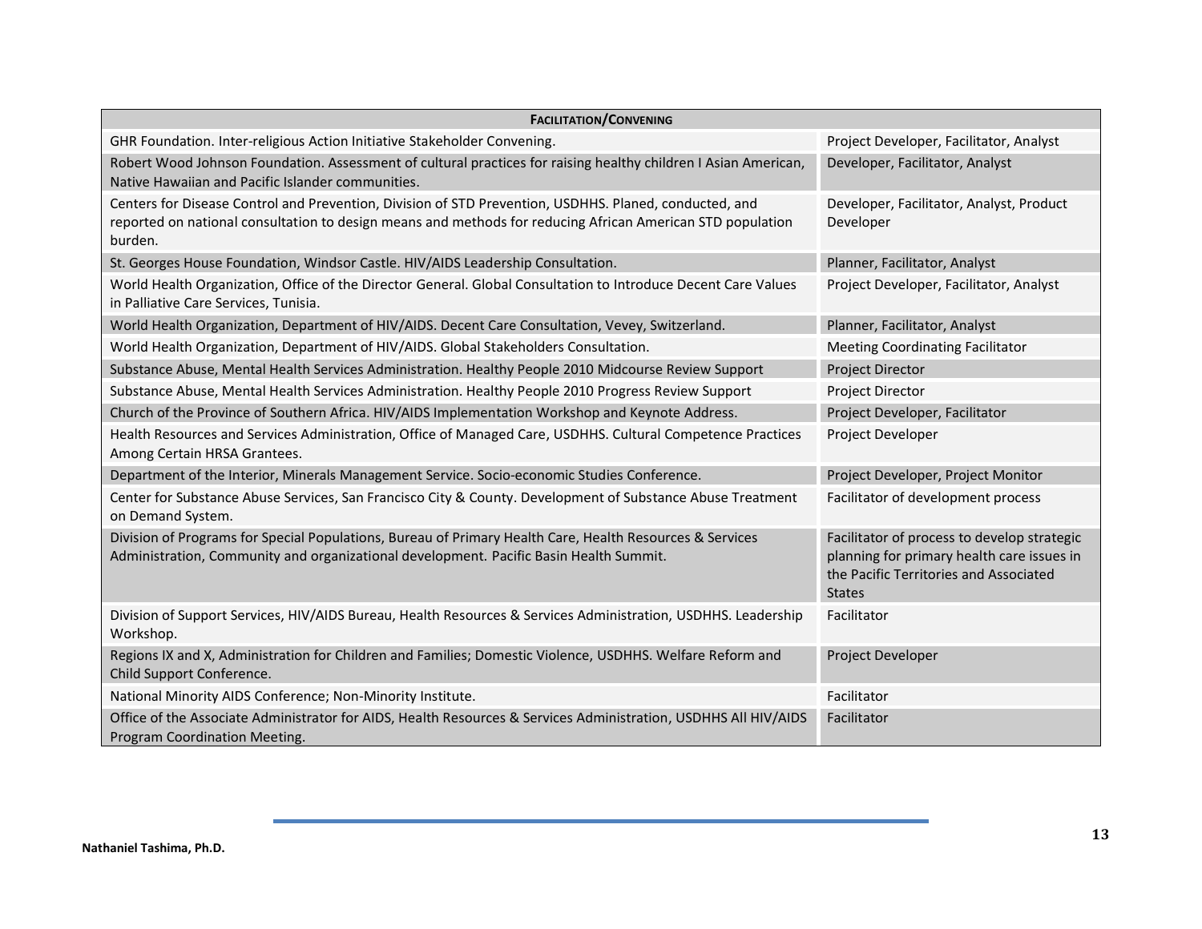| FACILITATION/CONVENING | |
|---|---|
| GHR Foundation. Inter-religious Action Initiative Stakeholder Convening. | Project Developer, Facilitator, Analyst |
| Robert Wood Johnson Foundation. Assessment of cultural practices for raising healthy children I Asian American, Native Hawaiian and Pacific Islander communities. | Developer, Facilitator, Analyst |
| Centers for Disease Control and Prevention, Division of STD Prevention, USDHHS. Planed, conducted, and reported on national consultation to design means and methods for reducing African American STD population burden. | Developer, Facilitator, Analyst, Product Developer |
| St. Georges House Foundation, Windsor Castle. HIV/AIDS Leadership Consultation. | Planner, Facilitator, Analyst |
| World Health Organization, Office of the Director General. Global Consultation to Introduce Decent Care Values in Palliative Care Services, Tunisia. | Project Developer, Facilitator, Analyst |
| World Health Organization, Department of HIV/AIDS. Decent Care Consultation, Vevey, Switzerland. | Planner, Facilitator, Analyst |
| World Health Organization, Department of HIV/AIDS. Global Stakeholders Consultation. | Meeting Coordinating Facilitator |
| Substance Abuse, Mental Health Services Administration. Healthy People 2010 Midcourse Review Support | Project Director |
| Substance Abuse, Mental Health Services Administration. Healthy People 2010 Progress Review Support | Project Director |
| Church of the Province of Southern Africa. HIV/AIDS Implementation Workshop and Keynote Address. | Project Developer, Facilitator |
| Health Resources and Services Administration, Office of Managed Care, USDHHS. Cultural Competence Practices Among Certain HRSA Grantees. | Project Developer |
| Department of the Interior, Minerals Management Service. Socio-economic Studies Conference. | Project Developer, Project Monitor |
| Center for Substance Abuse Services, San Francisco City & County. Development of Substance Abuse Treatment on Demand System. | Facilitator of development process |
| Division of Programs for Special Populations, Bureau of Primary Health Care, Health Resources & Services Administration, Community and organizational development. Pacific Basin Health Summit. | Facilitator of process to develop strategic planning for primary health care issues in the Pacific Territories and Associated States |
| Division of Support Services, HIV/AIDS Bureau, Health Resources & Services Administration, USDHHS. Leadership Workshop. | Facilitator |
| Regions IX and X, Administration for Children and Families; Domestic Violence, USDHHS. Welfare Reform and Child Support Conference. | Project Developer |
| National Minority AIDS Conference; Non-Minority Institute. | Facilitator |
| Office of the Associate Administrator for AIDS, Health Resources & Services Administration, USDHHS All HIV/AIDS Program Coordination Meeting. | Facilitator |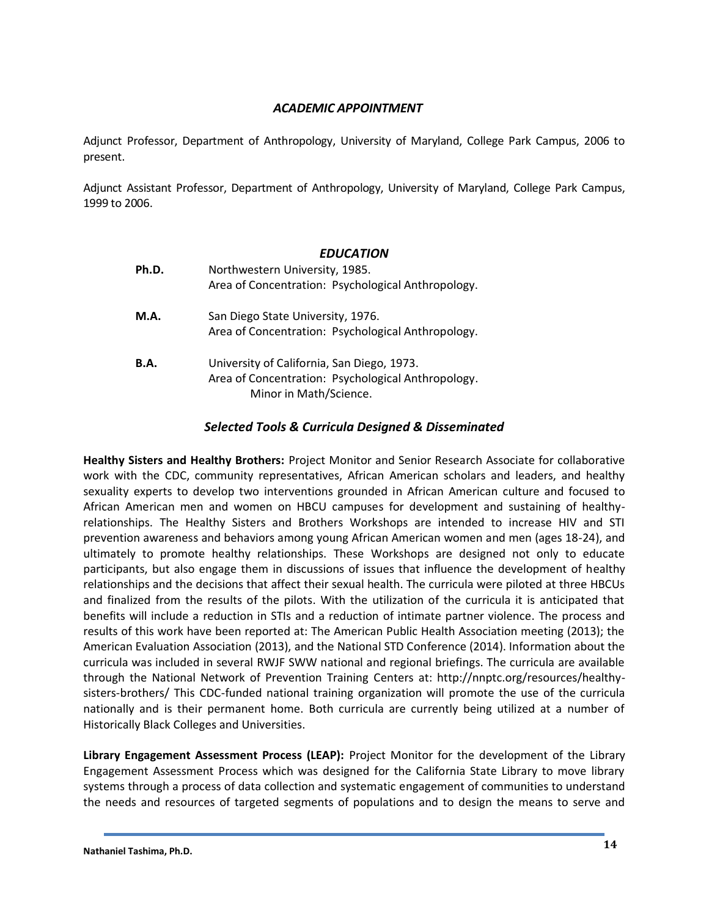## *ACADEMIC APPOINTMENT*

Adjunct Professor, Department of Anthropology, University of Maryland, College Park Campus, 2006 to present.

Adjunct Assistant Professor, Department of Anthropology, University of Maryland, College Park Campus, 1999 to 2006.

## *EDUCATION*

**Ph.D.** Northwestern University, 1985.
Area of Concentration: Psychological Anthropology.

**M.A.** San Diego State University, 1976.
Area of Concentration: Psychological Anthropology.

**B.A.** University of California, San Diego, 1973.
Area of Concentration: Psychological Anthropology.
Minor in Math/Science.

## *Selected Tools & Curricula Designed & Disseminated*

**Healthy Sisters and Healthy Brothers:** Project Monitor and Senior Research Associate for collaborative work with the CDC, community representatives, African American scholars and leaders, and healthy sexuality experts to develop two interventions grounded in African American culture and focused to African American men and women on HBCU campuses for development and sustaining of healthy-relationships. The Healthy Sisters and Brothers Workshops are intended to increase HIV and STI prevention awareness and behaviors among young African American women and men (ages 18-24), and ultimately to promote healthy relationships. These Workshops are designed not only to educate participants, but also engage them in discussions of issues that influence the development of healthy relationships and the decisions that affect their sexual health. The curricula were piloted at three HBCUs and finalized from the results of the pilots. With the utilization of the curricula it is anticipated that benefits will include a reduction in STIs and a reduction of intimate partner violence. The process and results of this work have been reported at: The American Public Health Association meeting (2013); the American Evaluation Association (2013), and the National STD Conference (2014). Information about the curricula was included in several RWJF SWW national and regional briefings. The curricula are available through the National Network of Prevention Training Centers at: http://nnptc.org/resources/healthy-sisters-brothers/ This CDC-funded national training organization will promote the use of the curricula nationally and is their permanent home. Both curricula are currently being utilized at a number of Historically Black Colleges and Universities.

**Library Engagement Assessment Process (LEAP):** Project Monitor for the development of the Library Engagement Assessment Process which was designed for the California State Library to move library systems through a process of data collection and systematic engagement of communities to understand the needs and resources of targeted segments of populations and to design the means to serve and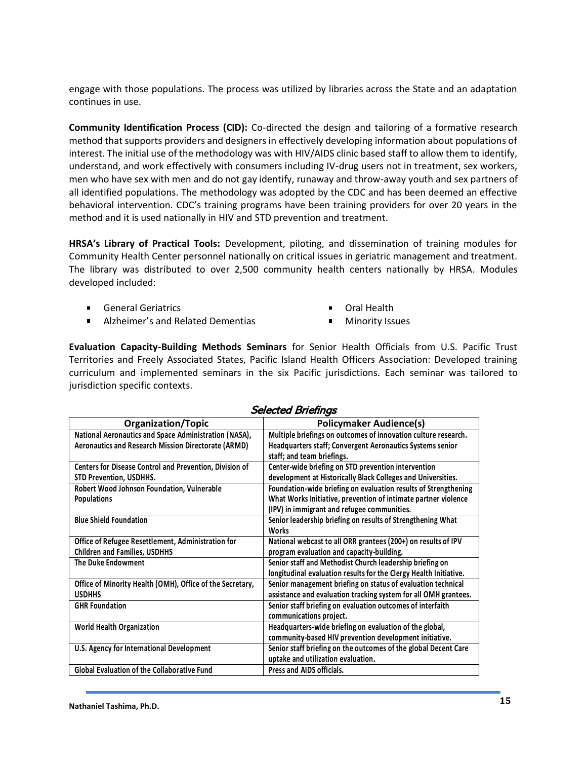engage with those populations. The process was utilized by libraries across the State and an adaptation continues in use.

**Community Identification Process (CID):** Co-directed the design and tailoring of a formative research method that supports providers and designers in effectively developing information about populations of interest. The initial use of the methodology was with HIV/AIDS clinic based staff to allow them to identify, understand, and work effectively with consumers including IV-drug users not in treatment, sex workers, men who have sex with men and do not gay identify, runaway and throw-away youth and sex partners of all identified populations. The methodology was adopted by the CDC and has been deemed an effective behavioral intervention. CDC's training programs have been training providers for over 20 years in the method and it is used nationally in HIV and STD prevention and treatment.

**HRSA's Library of Practical Tools:** Development, piloting, and dissemination of training modules for Community Health Center personnel nationally on critical issues in geriatric management and treatment. The library was distributed to over 2,500 community health centers nationally by HRSA. Modules developed included:

- General Geriatrics
- Alzheimer's and Related Dementias
- Oral Health
- Minority Issues

**Evaluation Capacity-Building Methods Seminars** for Senior Health Officials from U.S. Pacific Trust Territories and Freely Associated States, Pacific Island Health Officers Association: Developed training curriculum and implemented seminars in the six Pacific jurisdictions. Each seminar was tailored to jurisdiction specific contexts.

*Selected Briefings*

| Organization/Topic | Policymaker Audience(s) |
|---|---|
| National Aeronautics and Space Administration (NASA), Aeronautics and Research Mission Directorate (ARMD) | Multiple briefings on outcomes of innovation culture research. Headquarters staff; Convergent Aeronautics Systems senior staff; and team briefings. |
| Centers for Disease Control and Prevention, Division of STD Prevention, USDHHS. | Center-wide briefing on STD prevention intervention development at Historically Black Colleges and Universities. |
| Robert Wood Johnson Foundation, Vulnerable Populations | Foundation-wide briefing on evaluation results of Strengthening What Works Initiative, prevention of intimate partner violence (IPV) in immigrant and refugee communities. |
| Blue Shield Foundation | Senior leadership briefing on results of Strengthening What Works |
| Office of Refugee Resettlement, Administration for Children and Families, USDHHS | National webcast to all ORR grantees (200+) on results of IPV program evaluation and capacity-building. |
| The Duke Endowment | Senior staff and Methodist Church leadership briefing on longitudinal evaluation results for the Clergy Health Initiative. |
| Office of Minority Health (OMH), Office of the Secretary, USDHHS | Senior management briefing on status of evaluation technical assistance and evaluation tracking system for all OMH grantees. |
| GHR Foundation | Senior staff briefing on evaluation outcomes of interfaith communications project. |
| World Health Organization | Headquarters-wide briefing on evaluation of the global, community-based HIV prevention development initiative. |
| U.S. Agency for International Development | Senior staff briefing on the outcomes of the global Decent Care uptake and utilization evaluation. |
| Global Evaluation of the Collaborative Fund | Press and AIDS officials. |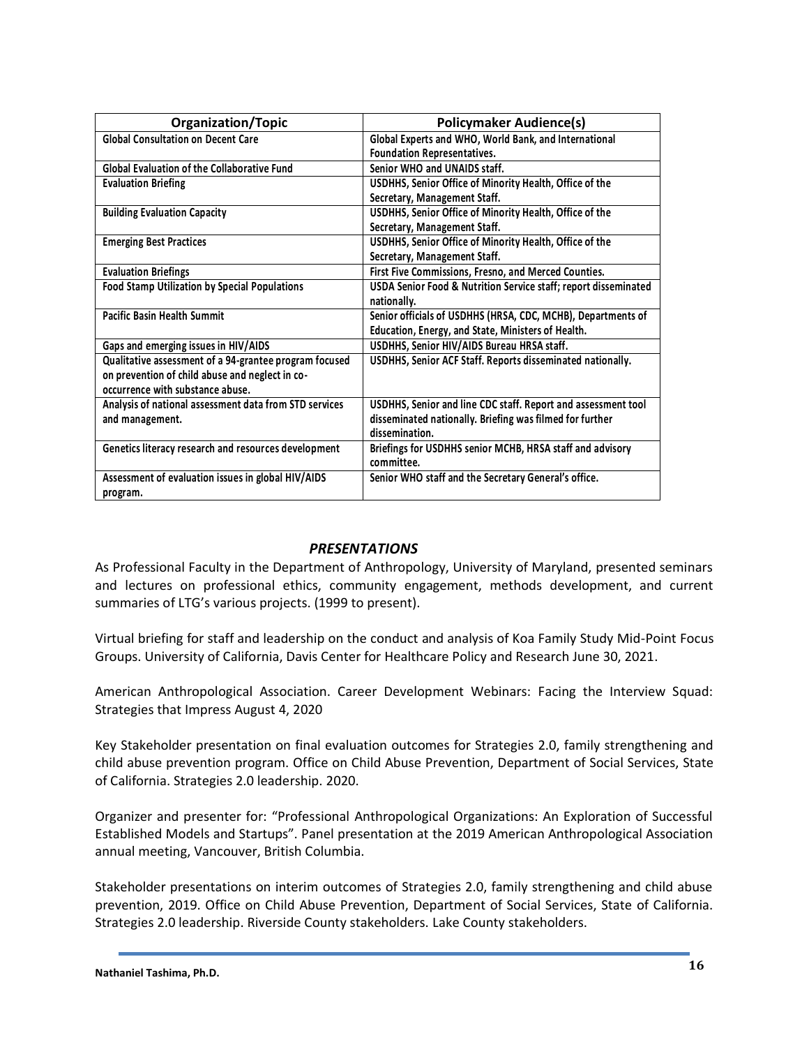| Organization/Topic | Policymaker Audience(s) |
|---|---|
| **Global Consultation on Decent Care** | **Global Experts and WHO, World Bank, and International Foundation Representatives.** |
| **Global Evaluation of the Collaborative Fund** | **Senior WHO and UNAIDS staff.** |
| **Evaluation Briefing** | **USDHHS, Senior Office of Minority Health, Office of the Secretary, Management Staff.** |
| **Building Evaluation Capacity** | **USDHHS, Senior Office of Minority Health, Office of the Secretary, Management Staff.** |
| **Emerging Best Practices** | **USDHHS, Senior Office of Minority Health, Office of the Secretary, Management Staff.** |
| **Evaluation Briefings** | **First Five Commissions, Fresno, and Merced Counties.** |
| **Food Stamp Utilization by Special Populations** | **USDA Senior Food & Nutrition Service staff; report disseminated nationally.** |
| **Pacific Basin Health Summit** | **Senior officials of USDHHS (HRSA, CDC, MCHB), Departments of Education, Energy, and State, Ministers of Health.** |
| **Gaps and emerging issues in HIV/AIDS** | **USDHHS, Senior HIV/AIDS Bureau HRSA staff.** |
| **Qualitative assessment of a 94-grantee program focused on prevention of child abuse and neglect in co-occurrence with substance abuse.** | **USDHHS, Senior ACF Staff. Reports disseminated nationally.** |
| **Analysis of national assessment data from STD services and management.** | **USDHHS, Senior and line CDC staff. Report and assessment tool disseminated nationally. Briefing was filmed for further dissemination.** |
| **Genetics literacy research and resources development** | **Briefings for USDHHS senior MCHB, HRSA staff and advisory committee.** |
| **Assessment of evaluation issues in global HIV/AIDS program.** | **Senior WHO staff and the Secretary General's office.** |

## *PRESENTATIONS*

As Professional Faculty in the Department of Anthropology, University of Maryland, presented seminars and lectures on professional ethics, community engagement, methods development, and current summaries of LTG's various projects. (1999 to present).

Virtual briefing for staff and leadership on the conduct and analysis of Koa Family Study Mid-Point Focus Groups. University of California, Davis Center for Healthcare Policy and Research June 30, 2021.

American Anthropological Association. Career Development Webinars: Facing the Interview Squad: Strategies that Impress August 4, 2020

Key Stakeholder presentation on final evaluation outcomes for Strategies 2.0, family strengthening and child abuse prevention program. Office on Child Abuse Prevention, Department of Social Services, State of California. Strategies 2.0 leadership. 2020.

Organizer and presenter for: "Professional Anthropological Organizations: An Exploration of Successful Established Models and Startups". Panel presentation at the 2019 American Anthropological Association annual meeting, Vancouver, British Columbia.

Stakeholder presentations on interim outcomes of Strategies 2.0, family strengthening and child abuse prevention, 2019. Office on Child Abuse Prevention, Department of Social Services, State of California. Strategies 2.0 leadership. Riverside County stakeholders. Lake County stakeholders.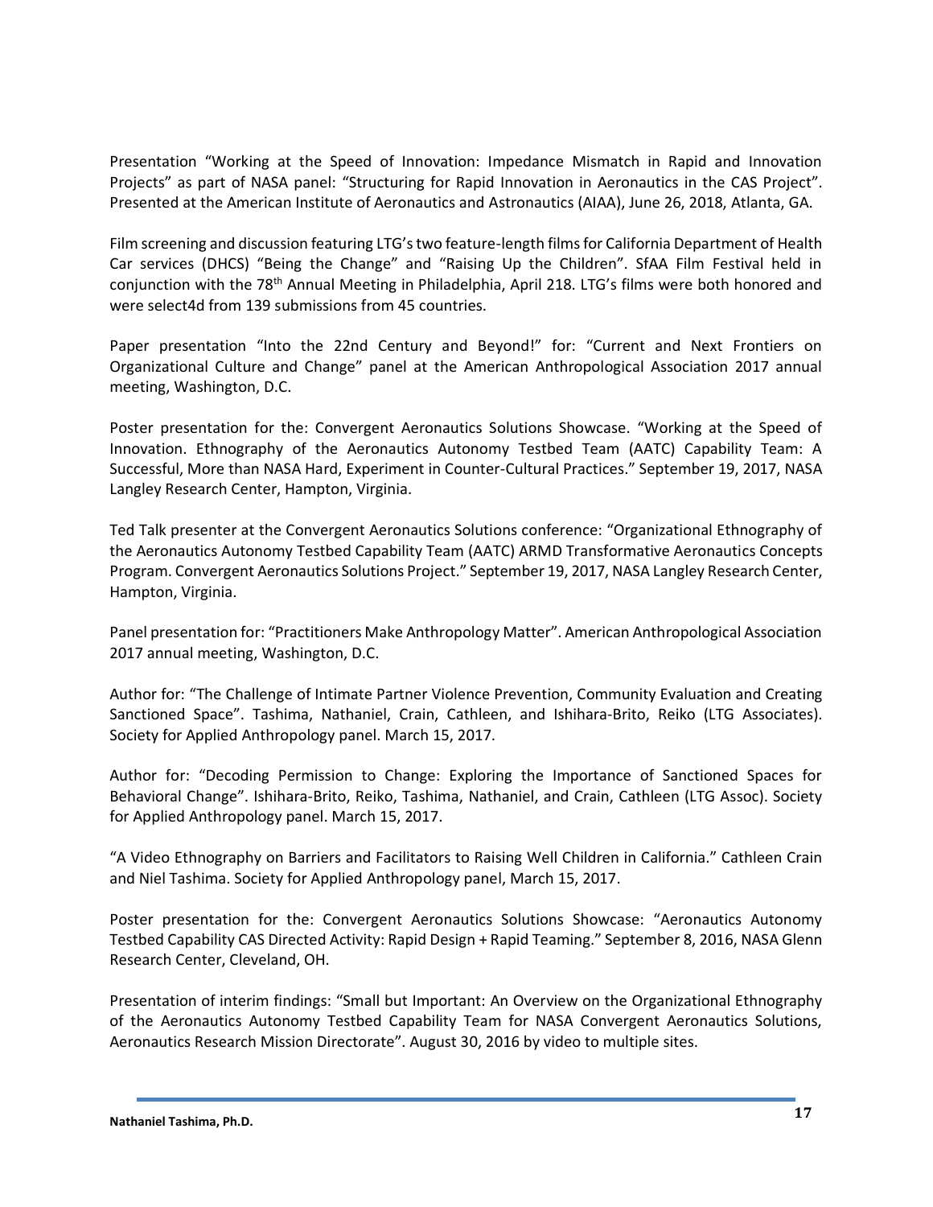Presentation “Working at the Speed of Innovation: Impedance Mismatch in Rapid and Innovation Projects” as part of NASA panel: “Structuring for Rapid Innovation in Aeronautics in the CAS Project”. Presented at the American Institute of Aeronautics and Astronautics (AIAA), June 26, 2018, Atlanta, GA.

Film screening and discussion featuring LTG’s two feature-length films for California Department of Health Car services (DHCS) “Being the Change” and “Raising Up the Children”. SfAA Film Festival held in conjunction with the 78th Annual Meeting in Philadelphia, April 218. LTG’s films were both honored and were select4d from 139 submissions from 45 countries.

Paper presentation “Into the 22nd Century and Beyond!” for: “Current and Next Frontiers on Organizational Culture and Change” panel at the American Anthropological Association 2017 annual meeting, Washington, D.C.

Poster presentation for the: Convergent Aeronautics Solutions Showcase. “Working at the Speed of Innovation. Ethnography of the Aeronautics Autonomy Testbed Team (AATC) Capability Team: A Successful, More than NASA Hard, Experiment in Counter-Cultural Practices.” September 19, 2017, NASA Langley Research Center, Hampton, Virginia.

Ted Talk presenter at the Convergent Aeronautics Solutions conference: “Organizational Ethnography of the Aeronautics Autonomy Testbed Capability Team (AATC) ARMD Transformative Aeronautics Concepts Program. Convergent Aeronautics Solutions Project.” September 19, 2017, NASA Langley Research Center, Hampton, Virginia.

Panel presentation for: “Practitioners Make Anthropology Matter”. American Anthropological Association 2017 annual meeting, Washington, D.C.

Author for: “The Challenge of Intimate Partner Violence Prevention, Community Evaluation and Creating Sanctioned Space”. Tashima, Nathaniel, Crain, Cathleen, and Ishihara-Brito, Reiko (LTG Associates). Society for Applied Anthropology panel. March 15, 2017.

Author for: “Decoding Permission to Change: Exploring the Importance of Sanctioned Spaces for Behavioral Change”. Ishihara-Brito, Reiko, Tashima, Nathaniel, and Crain, Cathleen (LTG Assoc). Society for Applied Anthropology panel. March 15, 2017.

“A Video Ethnography on Barriers and Facilitators to Raising Well Children in California.” Cathleen Crain and Niel Tashima. Society for Applied Anthropology panel, March 15, 2017.

Poster presentation for the: Convergent Aeronautics Solutions Showcase: “Aeronautics Autonomy Testbed Capability CAS Directed Activity: Rapid Design + Rapid Teaming.” September 8, 2016, NASA Glenn Research Center, Cleveland, OH.

Presentation of interim findings: “Small but Important: An Overview on the Organizational Ethnography of the Aeronautics Autonomy Testbed Capability Team for NASA Convergent Aeronautics Solutions, Aeronautics Research Mission Directorate”. August 30, 2016 by video to multiple sites.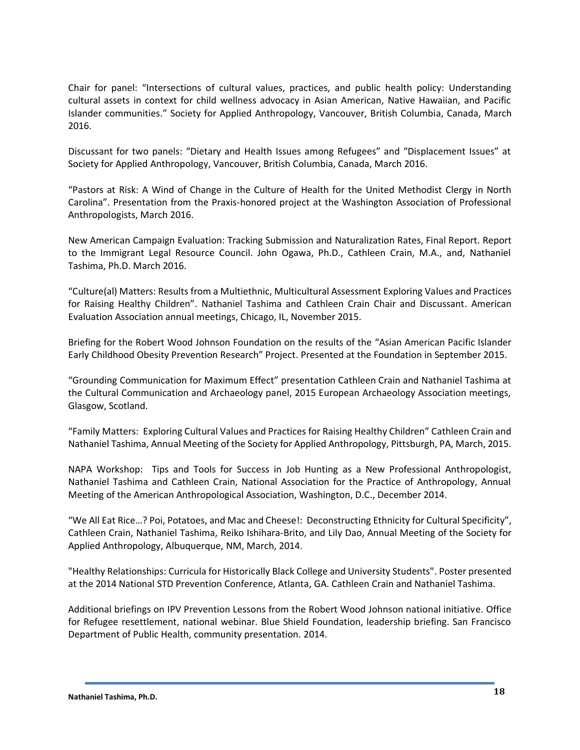Chair for panel: “Intersections of cultural values, practices, and public health policy: Understanding cultural assets in context for child wellness advocacy in Asian American, Native Hawaiian, and Pacific Islander communities.” Society for Applied Anthropology, Vancouver, British Columbia, Canada, March 2016.

Discussant for two panels: “Dietary and Health Issues among Refugees” and “Displacement Issues” at Society for Applied Anthropology, Vancouver, British Columbia, Canada, March 2016.

“Pastors at Risk: A Wind of Change in the Culture of Health for the United Methodist Clergy in North Carolina”. Presentation from the Praxis-honored project at the Washington Association of Professional Anthropologists, March 2016.

New American Campaign Evaluation: Tracking Submission and Naturalization Rates, Final Report. Report to the Immigrant Legal Resource Council. John Ogawa, Ph.D., Cathleen Crain, M.A., and, Nathaniel Tashima, Ph.D. March 2016.

“Culture(al) Matters: Results from a Multiethnic, Multicultural Assessment Exploring Values and Practices for Raising Healthy Children”. Nathaniel Tashima and Cathleen Crain Chair and Discussant. American Evaluation Association annual meetings, Chicago, IL, November 2015.

Briefing for the Robert Wood Johnson Foundation on the results of the “Asian American Pacific Islander Early Childhood Obesity Prevention Research” Project. Presented at the Foundation in September 2015.

“Grounding Communication for Maximum Effect” presentation Cathleen Crain and Nathaniel Tashima at the Cultural Communication and Archaeology panel, 2015 European Archaeology Association meetings, Glasgow, Scotland.

“Family Matters: Exploring Cultural Values and Practices for Raising Healthy Children” Cathleen Crain and Nathaniel Tashima, Annual Meeting of the Society for Applied Anthropology, Pittsburgh, PA, March, 2015.

NAPA Workshop: Tips and Tools for Success in Job Hunting as a New Professional Anthropologist, Nathaniel Tashima and Cathleen Crain, National Association for the Practice of Anthropology, Annual Meeting of the American Anthropological Association, Washington, D.C., December 2014.

“We All Eat Rice…? Poi, Potatoes, and Mac and Cheese!: Deconstructing Ethnicity for Cultural Specificity”, Cathleen Crain, Nathaniel Tashima, Reiko Ishihara-Brito, and Lily Dao, Annual Meeting of the Society for Applied Anthropology, Albuquerque, NM, March, 2014.

"Healthy Relationships: Curricula for Historically Black College and University Students". Poster presented at the 2014 National STD Prevention Conference, Atlanta, GA. Cathleen Crain and Nathaniel Tashima.

Additional briefings on IPV Prevention Lessons from the Robert Wood Johnson national initiative. Office for Refugee resettlement, national webinar. Blue Shield Foundation, leadership briefing. San Francisco Department of Public Health, community presentation. 2014.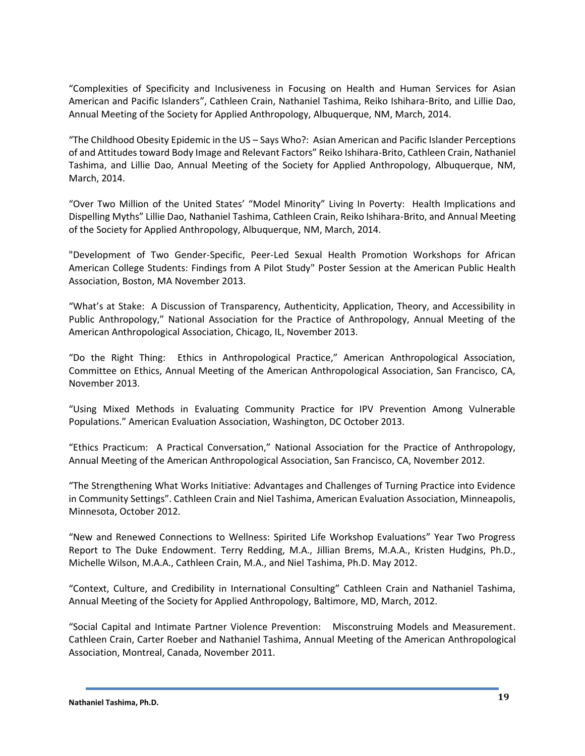“Complexities of Specificity and Inclusiveness in Focusing on Health and Human Services for Asian American and Pacific Islanders”, Cathleen Crain, Nathaniel Tashima, Reiko Ishihara-Brito, and Lillie Dao, Annual Meeting of the Society for Applied Anthropology, Albuquerque, NM, March, 2014.

“The Childhood Obesity Epidemic in the US – Says Who?: Asian American and Pacific Islander Perceptions of and Attitudes toward Body Image and Relevant Factors” Reiko Ishihara-Brito, Cathleen Crain, Nathaniel Tashima, and Lillie Dao, Annual Meeting of the Society for Applied Anthropology, Albuquerque, NM, March, 2014.

“Over Two Million of the United States’ “Model Minority” Living In Poverty: Health Implications and Dispelling Myths” Lillie Dao, Nathaniel Tashima, Cathleen Crain, Reiko Ishihara-Brito, and Annual Meeting of the Society for Applied Anthropology, Albuquerque, NM, March, 2014.

"Development of Two Gender-Specific, Peer-Led Sexual Health Promotion Workshops for African American College Students: Findings from A Pilot Study" Poster Session at the American Public Health Association, Boston, MA November 2013.

“What’s at Stake: A Discussion of Transparency, Authenticity, Application, Theory, and Accessibility in Public Anthropology,” National Association for the Practice of Anthropology, Annual Meeting of the American Anthropological Association, Chicago, IL, November 2013.

“Do the Right Thing: Ethics in Anthropological Practice,” American Anthropological Association, Committee on Ethics, Annual Meeting of the American Anthropological Association, San Francisco, CA, November 2013.

“Using Mixed Methods in Evaluating Community Practice for IPV Prevention Among Vulnerable Populations.” American Evaluation Association, Washington, DC October 2013.

“Ethics Practicum: A Practical Conversation,” National Association for the Practice of Anthropology, Annual Meeting of the American Anthropological Association, San Francisco, CA, November 2012.

“The Strengthening What Works Initiative: Advantages and Challenges of Turning Practice into Evidence in Community Settings”. Cathleen Crain and Niel Tashima, American Evaluation Association, Minneapolis, Minnesota, October 2012.

“New and Renewed Connections to Wellness: Spirited Life Workshop Evaluations” Year Two Progress Report to The Duke Endowment. Terry Redding, M.A., Jillian Brems, M.A.A., Kristen Hudgins, Ph.D., Michelle Wilson, M.A.A., Cathleen Crain, M.A., and Niel Tashima, Ph.D. May 2012.

“Context, Culture, and Credibility in International Consulting” Cathleen Crain and Nathaniel Tashima, Annual Meeting of the Society for Applied Anthropology, Baltimore, MD, March, 2012.

“Social Capital and Intimate Partner Violence Prevention: Misconstruing Models and Measurement. Cathleen Crain, Carter Roeber and Nathaniel Tashima, Annual Meeting of the American Anthropological Association, Montreal, Canada, November 2011.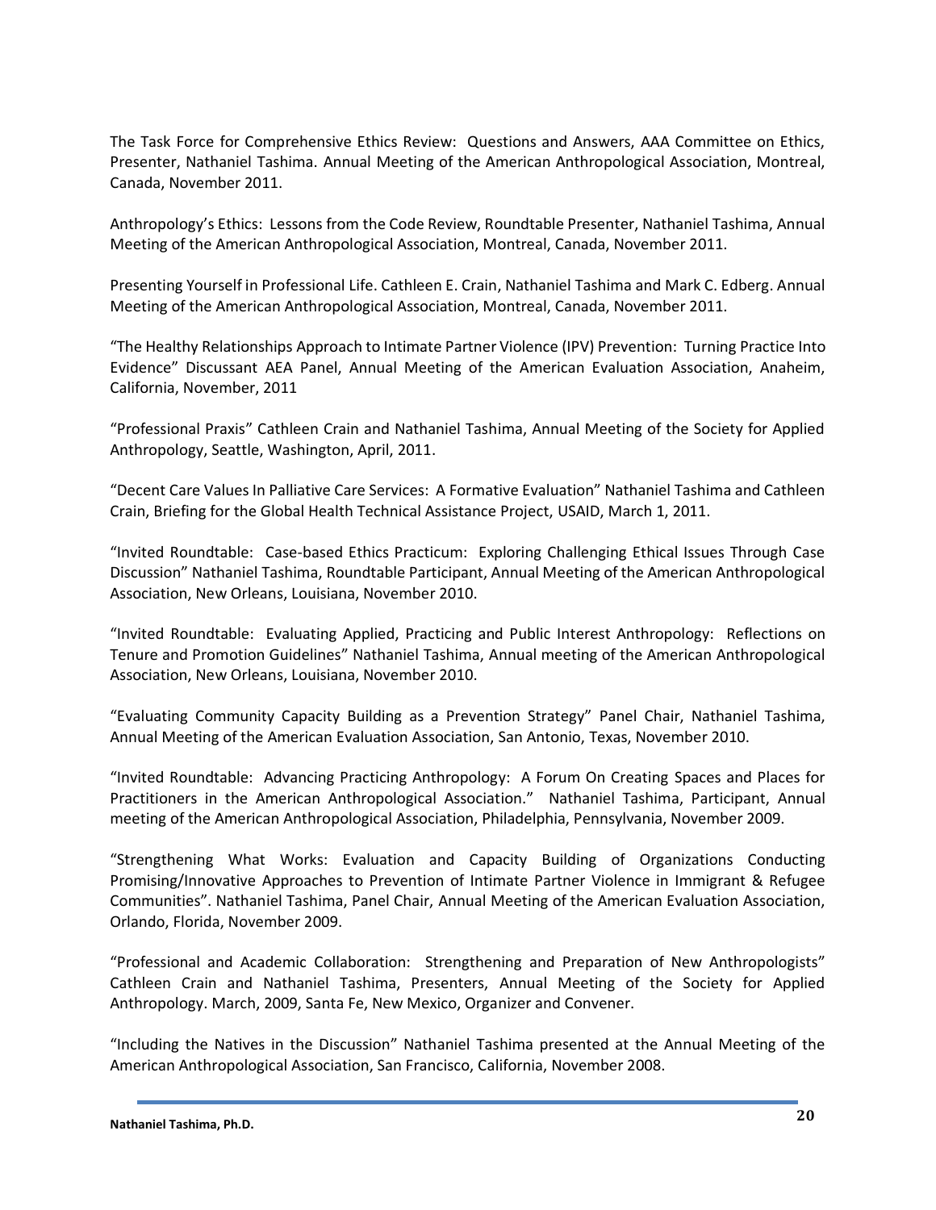The Task Force for Comprehensive Ethics Review: Questions and Answers, AAA Committee on Ethics, Presenter, Nathaniel Tashima. Annual Meeting of the American Anthropological Association, Montreal, Canada, November 2011.

Anthropology's Ethics: Lessons from the Code Review, Roundtable Presenter, Nathaniel Tashima, Annual Meeting of the American Anthropological Association, Montreal, Canada, November 2011.

Presenting Yourself in Professional Life. Cathleen E. Crain, Nathaniel Tashima and Mark C. Edberg. Annual Meeting of the American Anthropological Association, Montreal, Canada, November 2011.

"The Healthy Relationships Approach to Intimate Partner Violence (IPV) Prevention: Turning Practice Into Evidence" Discussant AEA Panel, Annual Meeting of the American Evaluation Association, Anaheim, California, November, 2011

"Professional Praxis" Cathleen Crain and Nathaniel Tashima, Annual Meeting of the Society for Applied Anthropology, Seattle, Washington, April, 2011.

"Decent Care Values In Palliative Care Services: A Formative Evaluation" Nathaniel Tashima and Cathleen Crain, Briefing for the Global Health Technical Assistance Project, USAID, March 1, 2011.

"Invited Roundtable: Case-based Ethics Practicum: Exploring Challenging Ethical Issues Through Case Discussion" Nathaniel Tashima, Roundtable Participant, Annual Meeting of the American Anthropological Association, New Orleans, Louisiana, November 2010.

"Invited Roundtable: Evaluating Applied, Practicing and Public Interest Anthropology: Reflections on Tenure and Promotion Guidelines" Nathaniel Tashima, Annual meeting of the American Anthropological Association, New Orleans, Louisiana, November 2010.

"Evaluating Community Capacity Building as a Prevention Strategy" Panel Chair, Nathaniel Tashima, Annual Meeting of the American Evaluation Association, San Antonio, Texas, November 2010.

"Invited Roundtable: Advancing Practicing Anthropology: A Forum On Creating Spaces and Places for Practitioners in the American Anthropological Association." Nathaniel Tashima, Participant, Annual meeting of the American Anthropological Association, Philadelphia, Pennsylvania, November 2009.

"Strengthening What Works: Evaluation and Capacity Building of Organizations Conducting Promising/Innovative Approaches to Prevention of Intimate Partner Violence in Immigrant & Refugee Communities". Nathaniel Tashima, Panel Chair, Annual Meeting of the American Evaluation Association, Orlando, Florida, November 2009.

"Professional and Academic Collaboration: Strengthening and Preparation of New Anthropologists" Cathleen Crain and Nathaniel Tashima, Presenters, Annual Meeting of the Society for Applied Anthropology. March, 2009, Santa Fe, New Mexico, Organizer and Convener.

"Including the Natives in the Discussion" Nathaniel Tashima presented at the Annual Meeting of the American Anthropological Association, San Francisco, California, November 2008.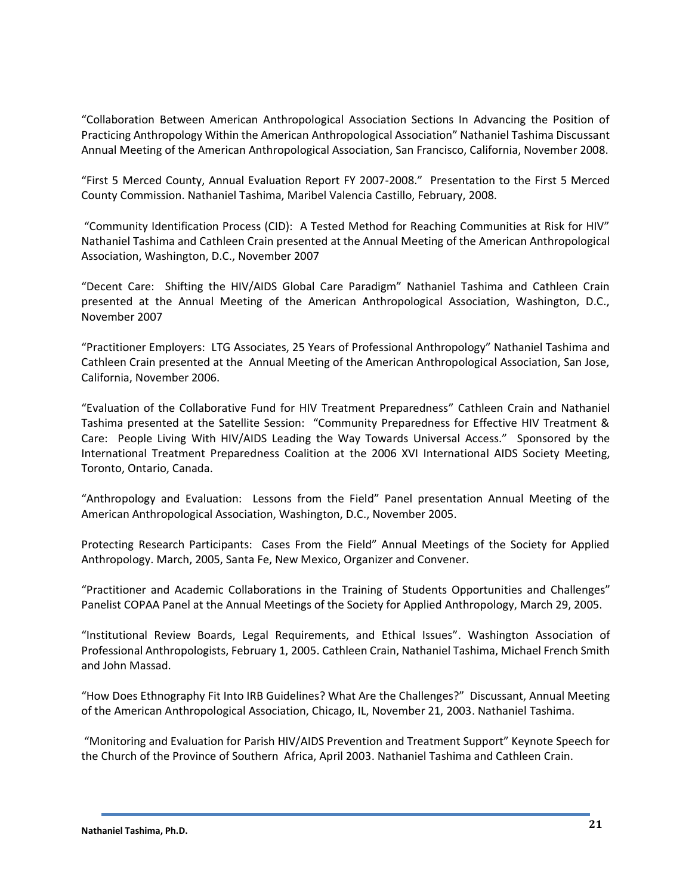"Collaboration Between American Anthropological Association Sections In Advancing the Position of Practicing Anthropology Within the American Anthropological Association" Nathaniel Tashima Discussant Annual Meeting of the American Anthropological Association, San Francisco, California, November 2008.

"First 5 Merced County, Annual Evaluation Report FY 2007-2008." Presentation to the First 5 Merced County Commission. Nathaniel Tashima, Maribel Valencia Castillo, February, 2008.

"Community Identification Process (CID): A Tested Method for Reaching Communities at Risk for HIV" Nathaniel Tashima and Cathleen Crain presented at the Annual Meeting of the American Anthropological Association, Washington, D.C., November 2007

"Decent Care: Shifting the HIV/AIDS Global Care Paradigm" Nathaniel Tashima and Cathleen Crain presented at the Annual Meeting of the American Anthropological Association, Washington, D.C., November 2007

"Practitioner Employers: LTG Associates, 25 Years of Professional Anthropology" Nathaniel Tashima and Cathleen Crain presented at the Annual Meeting of the American Anthropological Association, San Jose, California, November 2006.

"Evaluation of the Collaborative Fund for HIV Treatment Preparedness" Cathleen Crain and Nathaniel Tashima presented at the Satellite Session: "Community Preparedness for Effective HIV Treatment & Care: People Living With HIV/AIDS Leading the Way Towards Universal Access." Sponsored by the International Treatment Preparedness Coalition at the 2006 XVI International AIDS Society Meeting, Toronto, Ontario, Canada.

"Anthropology and Evaluation: Lessons from the Field" Panel presentation Annual Meeting of the American Anthropological Association, Washington, D.C., November 2005.

Protecting Research Participants: Cases From the Field" Annual Meetings of the Society for Applied Anthropology. March, 2005, Santa Fe, New Mexico, Organizer and Convener.

"Practitioner and Academic Collaborations in the Training of Students Opportunities and Challenges" Panelist COPAA Panel at the Annual Meetings of the Society for Applied Anthropology, March 29, 2005.

"Institutional Review Boards, Legal Requirements, and Ethical Issues". Washington Association of Professional Anthropologists, February 1, 2005. Cathleen Crain, Nathaniel Tashima, Michael French Smith and John Massad.

"How Does Ethnography Fit Into IRB Guidelines? What Are the Challenges?" Discussant, Annual Meeting of the American Anthropological Association, Chicago, IL, November 21, 2003. Nathaniel Tashima.

"Monitoring and Evaluation for Parish HIV/AIDS Prevention and Treatment Support" Keynote Speech for the Church of the Province of Southern Africa, April 2003. Nathaniel Tashima and Cathleen Crain.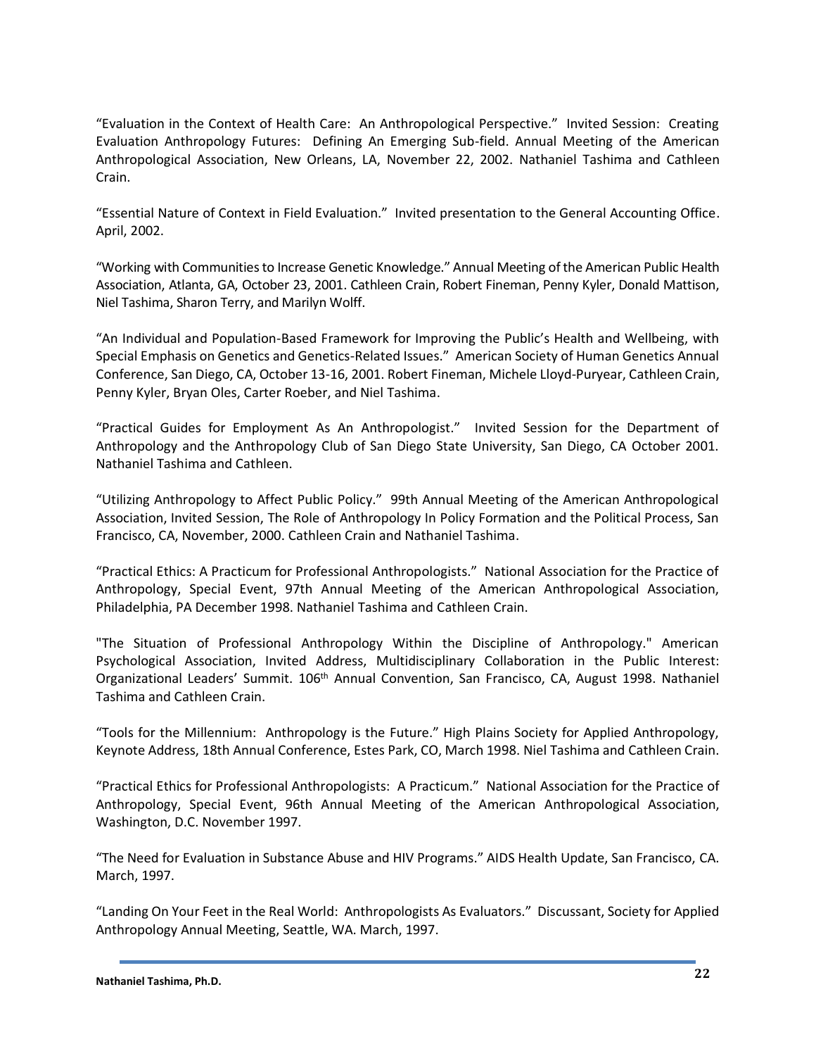"Evaluation in the Context of Health Care: An Anthropological Perspective." Invited Session: Creating Evaluation Anthropology Futures: Defining An Emerging Sub-field. Annual Meeting of the American Anthropological Association, New Orleans, LA, November 22, 2002. Nathaniel Tashima and Cathleen Crain.

"Essential Nature of Context in Field Evaluation." Invited presentation to the General Accounting Office. April, 2002.

"Working with Communities to Increase Genetic Knowledge." Annual Meeting of the American Public Health Association, Atlanta, GA, October 23, 2001. Cathleen Crain, Robert Fineman, Penny Kyler, Donald Mattison, Niel Tashima, Sharon Terry, and Marilyn Wolff.

"An Individual and Population-Based Framework for Improving the Public's Health and Wellbeing, with Special Emphasis on Genetics and Genetics-Related Issues." American Society of Human Genetics Annual Conference, San Diego, CA, October 13-16, 2001. Robert Fineman, Michele Lloyd-Puryear, Cathleen Crain, Penny Kyler, Bryan Oles, Carter Roeber, and Niel Tashima.

"Practical Guides for Employment As An Anthropologist." Invited Session for the Department of Anthropology and the Anthropology Club of San Diego State University, San Diego, CA October 2001. Nathaniel Tashima and Cathleen.

"Utilizing Anthropology to Affect Public Policy." 99th Annual Meeting of the American Anthropological Association, Invited Session, The Role of Anthropology In Policy Formation and the Political Process, San Francisco, CA, November, 2000. Cathleen Crain and Nathaniel Tashima.

"Practical Ethics: A Practicum for Professional Anthropologists." National Association for the Practice of Anthropology, Special Event, 97th Annual Meeting of the American Anthropological Association, Philadelphia, PA December 1998. Nathaniel Tashima and Cathleen Crain.

"The Situation of Professional Anthropology Within the Discipline of Anthropology." American Psychological Association, Invited Address, Multidisciplinary Collaboration in the Public Interest: Organizational Leaders' Summit. 106th Annual Convention, San Francisco, CA, August 1998. Nathaniel Tashima and Cathleen Crain.

"Tools for the Millennium: Anthropology is the Future." High Plains Society for Applied Anthropology, Keynote Address, 18th Annual Conference, Estes Park, CO, March 1998. Niel Tashima and Cathleen Crain.

"Practical Ethics for Professional Anthropologists: A Practicum." National Association for the Practice of Anthropology, Special Event, 96th Annual Meeting of the American Anthropological Association, Washington, D.C. November 1997.

"The Need for Evaluation in Substance Abuse and HIV Programs." AIDS Health Update, San Francisco, CA. March, 1997.

"Landing On Your Feet in the Real World: Anthropologists As Evaluators." Discussant, Society for Applied Anthropology Annual Meeting, Seattle, WA. March, 1997.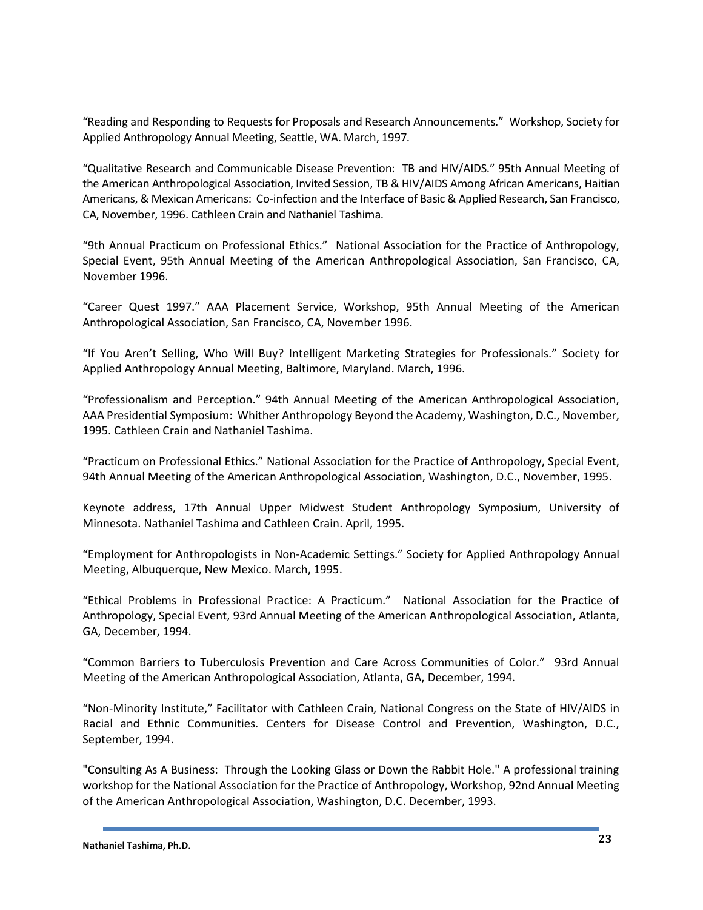“Reading and Responding to Requests for Proposals and Research Announcements.” Workshop, Society for Applied Anthropology Annual Meeting, Seattle, WA. March, 1997.

“Qualitative Research and Communicable Disease Prevention: TB and HIV/AIDS.” 95th Annual Meeting of the American Anthropological Association, Invited Session, TB & HIV/AIDS Among African Americans, Haitian Americans, & Mexican Americans: Co-infection and the Interface of Basic & Applied Research, San Francisco, CA, November, 1996. Cathleen Crain and Nathaniel Tashima.

“9th Annual Practicum on Professional Ethics.” National Association for the Practice of Anthropology, Special Event, 95th Annual Meeting of the American Anthropological Association, San Francisco, CA, November 1996.

“Career Quest 1997.” AAA Placement Service, Workshop, 95th Annual Meeting of the American Anthropological Association, San Francisco, CA, November 1996.

“If You Aren’t Selling, Who Will Buy? Intelligent Marketing Strategies for Professionals.” Society for Applied Anthropology Annual Meeting, Baltimore, Maryland. March, 1996.

“Professionalism and Perception.” 94th Annual Meeting of the American Anthropological Association, AAA Presidential Symposium: Whither Anthropology Beyond the Academy, Washington, D.C., November, 1995. Cathleen Crain and Nathaniel Tashima.

“Practicum on Professional Ethics.” National Association for the Practice of Anthropology, Special Event, 94th Annual Meeting of the American Anthropological Association, Washington, D.C., November, 1995.

Keynote address, 17th Annual Upper Midwest Student Anthropology Symposium, University of Minnesota. Nathaniel Tashima and Cathleen Crain. April, 1995.

“Employment for Anthropologists in Non-Academic Settings.” Society for Applied Anthropology Annual Meeting, Albuquerque, New Mexico. March, 1995.

“Ethical Problems in Professional Practice: A Practicum.” National Association for the Practice of Anthropology, Special Event, 93rd Annual Meeting of the American Anthropological Association, Atlanta, GA, December, 1994.

“Common Barriers to Tuberculosis Prevention and Care Across Communities of Color.” 93rd Annual Meeting of the American Anthropological Association, Atlanta, GA, December, 1994.

“Non-Minority Institute,” Facilitator with Cathleen Crain, National Congress on the State of HIV/AIDS in Racial and Ethnic Communities. Centers for Disease Control and Prevention, Washington, D.C., September, 1994.

"Consulting As A Business: Through the Looking Glass or Down the Rabbit Hole." A professional training workshop for the National Association for the Practice of Anthropology, Workshop, 92nd Annual Meeting of the American Anthropological Association, Washington, D.C. December, 1993.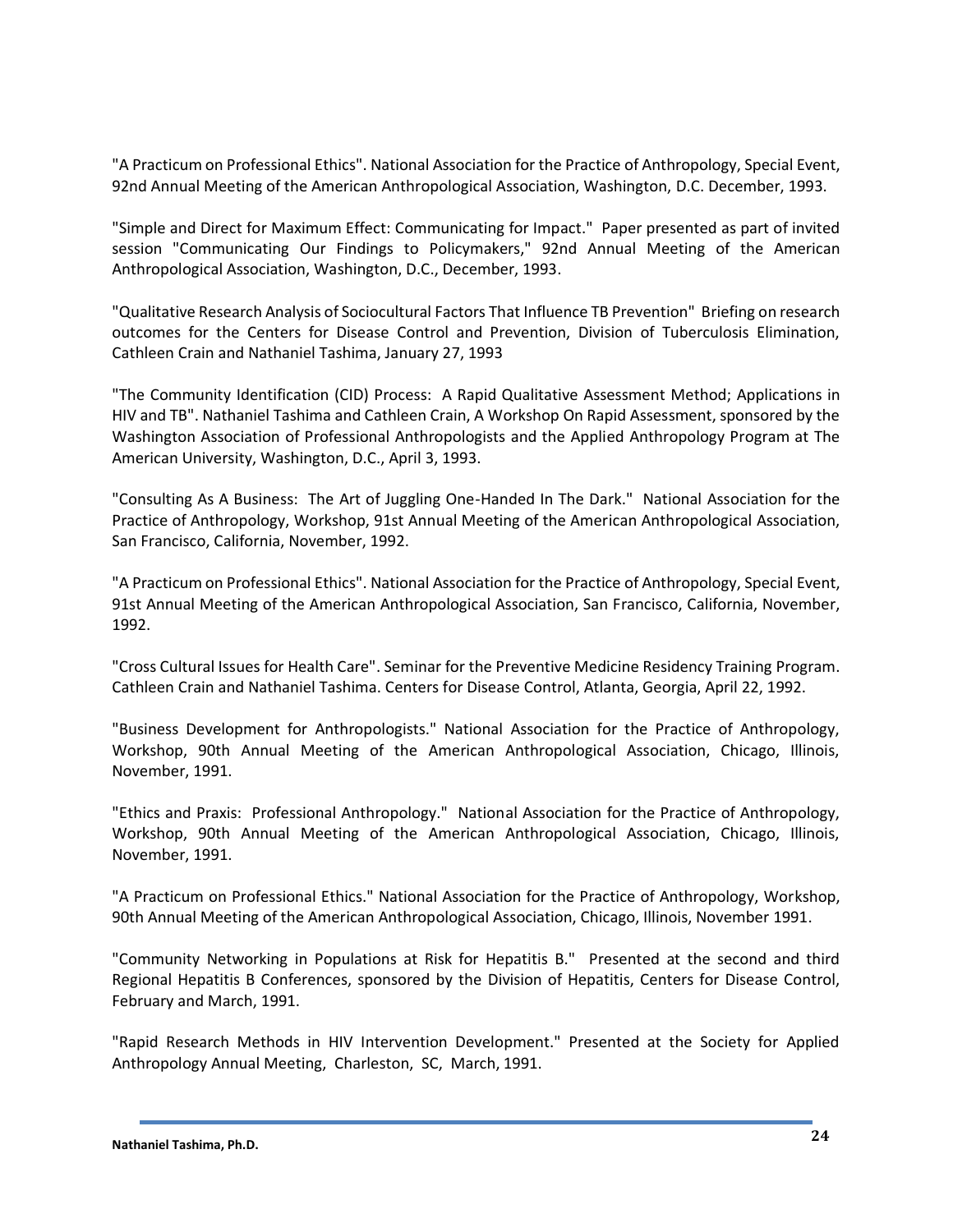"A Practicum on Professional Ethics". National Association for the Practice of Anthropology, Special Event, 92nd Annual Meeting of the American Anthropological Association, Washington, D.C. December, 1993.

"Simple and Direct for Maximum Effect: Communicating for Impact." Paper presented as part of invited session "Communicating Our Findings to Policymakers," 92nd Annual Meeting of the American Anthropological Association, Washington, D.C., December, 1993.

"Qualitative Research Analysis of Sociocultural Factors That Influence TB Prevention" Briefing on research outcomes for the Centers for Disease Control and Prevention, Division of Tuberculosis Elimination, Cathleen Crain and Nathaniel Tashima, January 27, 1993

"The Community Identification (CID) Process: A Rapid Qualitative Assessment Method; Applications in HIV and TB". Nathaniel Tashima and Cathleen Crain, A Workshop On Rapid Assessment, sponsored by the Washington Association of Professional Anthropologists and the Applied Anthropology Program at The American University, Washington, D.C., April 3, 1993.

"Consulting As A Business: The Art of Juggling One-Handed In The Dark." National Association for the Practice of Anthropology, Workshop, 91st Annual Meeting of the American Anthropological Association, San Francisco, California, November, 1992.

"A Practicum on Professional Ethics". National Association for the Practice of Anthropology, Special Event, 91st Annual Meeting of the American Anthropological Association, San Francisco, California, November, 1992.

"Cross Cultural Issues for Health Care". Seminar for the Preventive Medicine Residency Training Program. Cathleen Crain and Nathaniel Tashima. Centers for Disease Control, Atlanta, Georgia, April 22, 1992.

"Business Development for Anthropologists." National Association for the Practice of Anthropology, Workshop, 90th Annual Meeting of the American Anthropological Association, Chicago, Illinois, November, 1991.

"Ethics and Praxis: Professional Anthropology." National Association for the Practice of Anthropology, Workshop, 90th Annual Meeting of the American Anthropological Association, Chicago, Illinois, November, 1991.

"A Practicum on Professional Ethics." National Association for the Practice of Anthropology, Workshop, 90th Annual Meeting of the American Anthropological Association, Chicago, Illinois, November 1991.

"Community Networking in Populations at Risk for Hepatitis B." Presented at the second and third Regional Hepatitis B Conferences, sponsored by the Division of Hepatitis, Centers for Disease Control, February and March, 1991.

"Rapid Research Methods in HIV Intervention Development." Presented at the Society for Applied Anthropology Annual Meeting, Charleston, SC, March, 1991.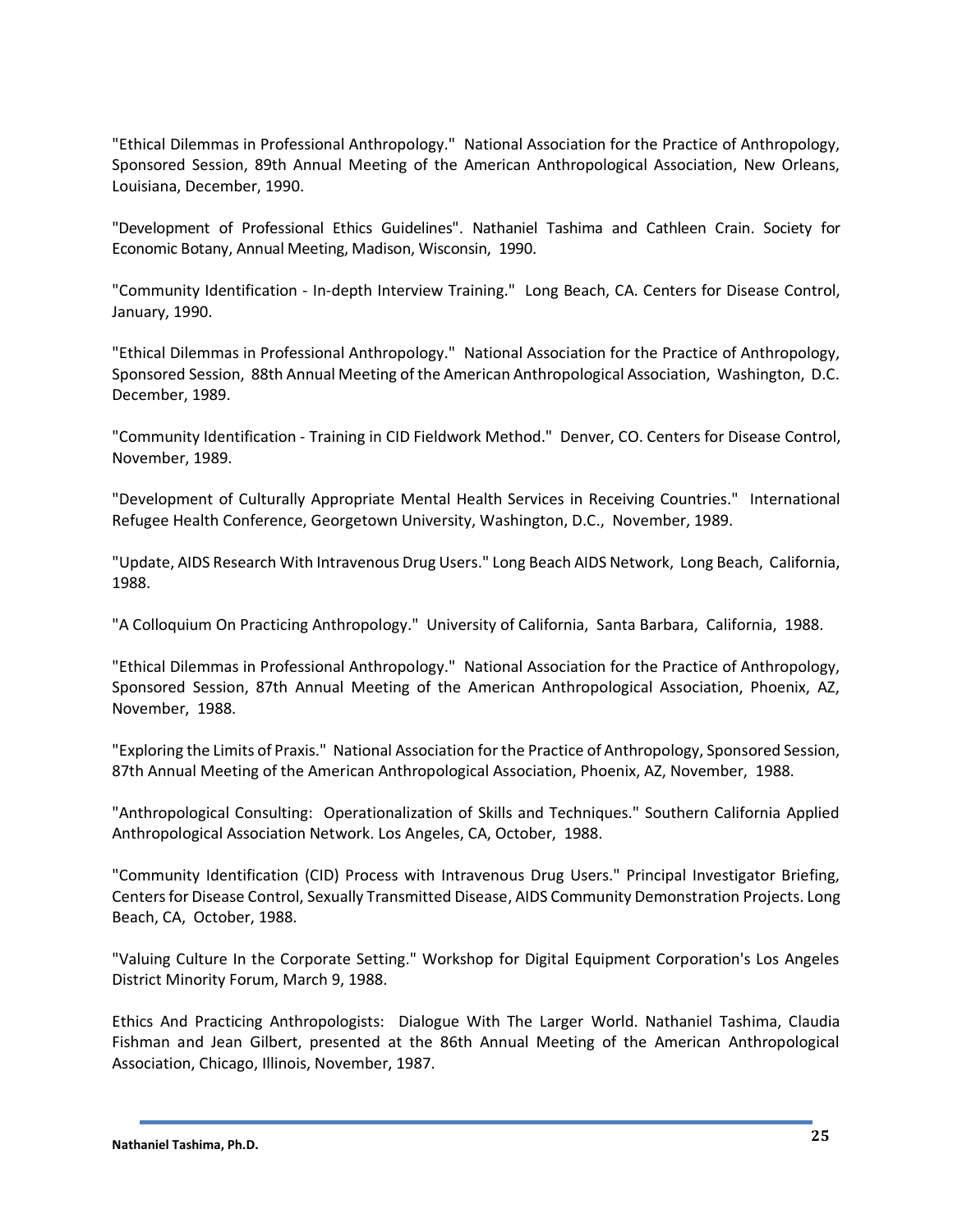"Ethical Dilemmas in Professional Anthropology." National Association for the Practice of Anthropology, Sponsored Session, 89th Annual Meeting of the American Anthropological Association, New Orleans, Louisiana, December, 1990.

"Development of Professional Ethics Guidelines". Nathaniel Tashima and Cathleen Crain. Society for Economic Botany, Annual Meeting, Madison, Wisconsin, 1990.

"Community Identification - In-depth Interview Training." Long Beach, CA. Centers for Disease Control, January, 1990.

"Ethical Dilemmas in Professional Anthropology." National Association for the Practice of Anthropology, Sponsored Session, 88th Annual Meeting of the American Anthropological Association, Washington, D.C. December, 1989.

"Community Identification - Training in CID Fieldwork Method." Denver, CO. Centers for Disease Control, November, 1989.

"Development of Culturally Appropriate Mental Health Services in Receiving Countries." International Refugee Health Conference, Georgetown University, Washington, D.C., November, 1989.

"Update, AIDS Research With Intravenous Drug Users." Long Beach AIDS Network, Long Beach, California, 1988.

"A Colloquium On Practicing Anthropology." University of California, Santa Barbara, California, 1988.

"Ethical Dilemmas in Professional Anthropology." National Association for the Practice of Anthropology, Sponsored Session, 87th Annual Meeting of the American Anthropological Association, Phoenix, AZ, November, 1988.

"Exploring the Limits of Praxis." National Association for the Practice of Anthropology, Sponsored Session, 87th Annual Meeting of the American Anthropological Association, Phoenix, AZ, November, 1988.

"Anthropological Consulting: Operationalization of Skills and Techniques." Southern California Applied Anthropological Association Network. Los Angeles, CA, October, 1988.

"Community Identification (CID) Process with Intravenous Drug Users." Principal Investigator Briefing, Centers for Disease Control, Sexually Transmitted Disease, AIDS Community Demonstration Projects. Long Beach, CA, October, 1988.

"Valuing Culture In the Corporate Setting." Workshop for Digital Equipment Corporation's Los Angeles District Minority Forum, March 9, 1988.

Ethics And Practicing Anthropologists: Dialogue With The Larger World. Nathaniel Tashima, Claudia Fishman and Jean Gilbert, presented at the 86th Annual Meeting of the American Anthropological Association, Chicago, Illinois, November, 1987.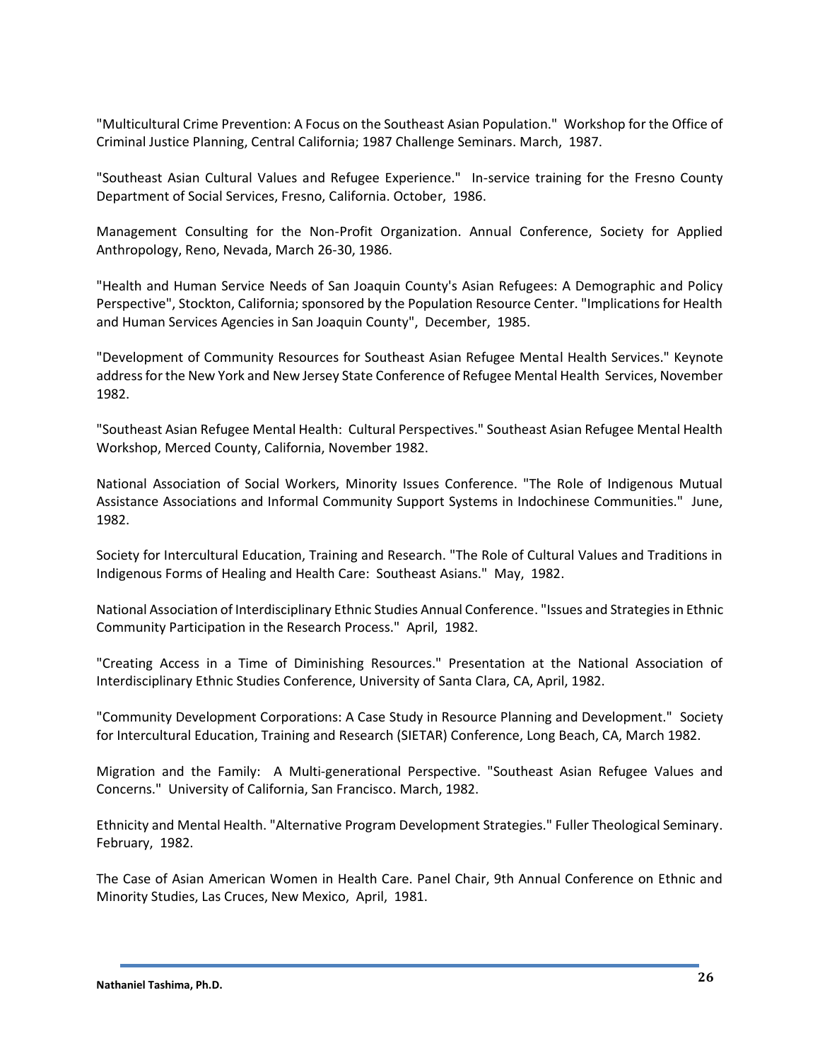"Multicultural Crime Prevention: A Focus on the Southeast Asian Population." Workshop for the Office of Criminal Justice Planning, Central California; 1987 Challenge Seminars. March, 1987.

"Southeast Asian Cultural Values and Refugee Experience." In-service training for the Fresno County Department of Social Services, Fresno, California. October, 1986.

Management Consulting for the Non-Profit Organization. Annual Conference, Society for Applied Anthropology, Reno, Nevada, March 26-30, 1986.

"Health and Human Service Needs of San Joaquin County's Asian Refugees: A Demographic and Policy Perspective", Stockton, California; sponsored by the Population Resource Center. "Implications for Health and Human Services Agencies in San Joaquin County", December, 1985.

"Development of Community Resources for Southeast Asian Refugee Mental Health Services." Keynote address for the New York and New Jersey State Conference of Refugee Mental Health Services, November 1982.

"Southeast Asian Refugee Mental Health: Cultural Perspectives." Southeast Asian Refugee Mental Health Workshop, Merced County, California, November 1982.

National Association of Social Workers, Minority Issues Conference. "The Role of Indigenous Mutual Assistance Associations and Informal Community Support Systems in Indochinese Communities." June, 1982.

Society for Intercultural Education, Training and Research. "The Role of Cultural Values and Traditions in Indigenous Forms of Healing and Health Care: Southeast Asians." May, 1982.

National Association of Interdisciplinary Ethnic Studies Annual Conference. "Issues and Strategies in Ethnic Community Participation in the Research Process." April, 1982.

"Creating Access in a Time of Diminishing Resources." Presentation at the National Association of Interdisciplinary Ethnic Studies Conference, University of Santa Clara, CA, April, 1982.

"Community Development Corporations: A Case Study in Resource Planning and Development." Society for Intercultural Education, Training and Research (SIETAR) Conference, Long Beach, CA, March 1982.

Migration and the Family: A Multi-generational Perspective. "Southeast Asian Refugee Values and Concerns." University of California, San Francisco. March, 1982.

Ethnicity and Mental Health. "Alternative Program Development Strategies." Fuller Theological Seminary. February, 1982.

The Case of Asian American Women in Health Care. Panel Chair, 9th Annual Conference on Ethnic and Minority Studies, Las Cruces, New Mexico, April, 1981.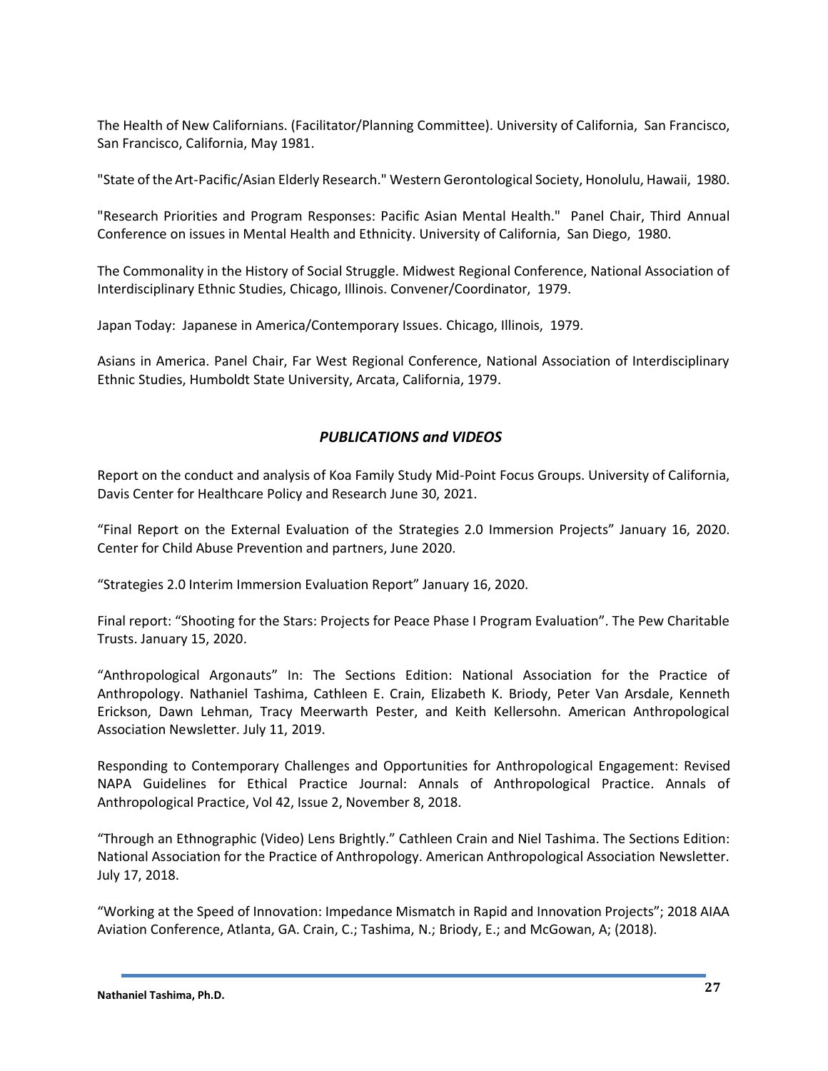The Health of New Californians. (Facilitator/Planning Committee). University of California, San Francisco, San Francisco, California, May 1981.

"State of the Art-Pacific/Asian Elderly Research." Western Gerontological Society, Honolulu, Hawaii, 1980.

"Research Priorities and Program Responses: Pacific Asian Mental Health." Panel Chair, Third Annual Conference on issues in Mental Health and Ethnicity. University of California, San Diego, 1980.

The Commonality in the History of Social Struggle. Midwest Regional Conference, National Association of Interdisciplinary Ethnic Studies, Chicago, Illinois. Convener/Coordinator, 1979.

Japan Today: Japanese in America/Contemporary Issues. Chicago, Illinois, 1979.

Asians in America. Panel Chair, Far West Regional Conference, National Association of Interdisciplinary Ethnic Studies, Humboldt State University, Arcata, California, 1979.

## *PUBLICATIONS and VIDEOS*

Report on the conduct and analysis of Koa Family Study Mid-Point Focus Groups. University of California, Davis Center for Healthcare Policy and Research June 30, 2021.

"Final Report on the External Evaluation of the Strategies 2.0 Immersion Projects" January 16, 2020. Center for Child Abuse Prevention and partners, June 2020.

"Strategies 2.0 Interim Immersion Evaluation Report" January 16, 2020.

Final report: "Shooting for the Stars: Projects for Peace Phase I Program Evaluation". The Pew Charitable Trusts. January 15, 2020.

"Anthropological Argonauts" In: The Sections Edition: National Association for the Practice of Anthropology. Nathaniel Tashima, Cathleen E. Crain, Elizabeth K. Briody, Peter Van Arsdale, Kenneth Erickson, Dawn Lehman, Tracy Meerwarth Pester, and Keith Kellersohn. American Anthropological Association Newsletter. July 11, 2019.

Responding to Contemporary Challenges and Opportunities for Anthropological Engagement: Revised NAPA Guidelines for Ethical Practice Journal: Annals of Anthropological Practice. Annals of Anthropological Practice, Vol 42, Issue 2, November 8, 2018.

"Through an Ethnographic (Video) Lens Brightly." Cathleen Crain and Niel Tashima. The Sections Edition: National Association for the Practice of Anthropology. American Anthropological Association Newsletter. July 17, 2018.

"Working at the Speed of Innovation: Impedance Mismatch in Rapid and Innovation Projects"; 2018 AIAA Aviation Conference, Atlanta, GA. Crain, C.; Tashima, N.; Briody, E.; and McGowan, A; (2018).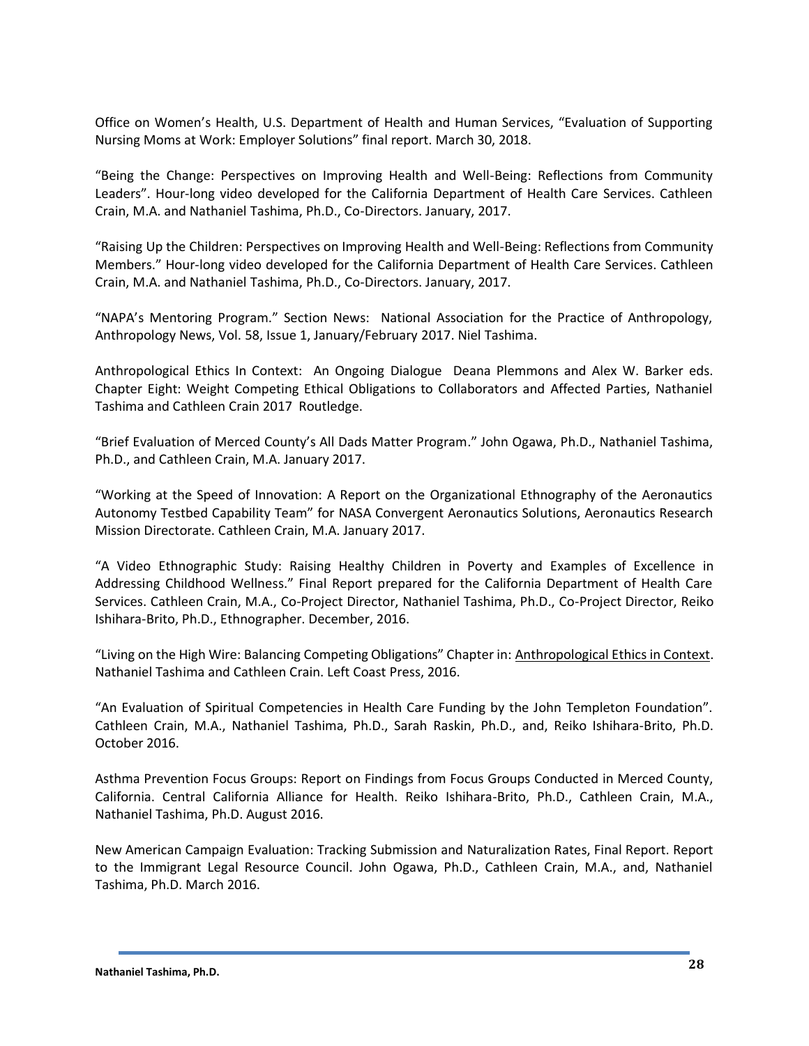Office on Women's Health, U.S. Department of Health and Human Services, "Evaluation of Supporting Nursing Moms at Work: Employer Solutions" final report. March 30, 2018.

"Being the Change: Perspectives on Improving Health and Well-Being: Reflections from Community Leaders". Hour-long video developed for the California Department of Health Care Services. Cathleen Crain, M.A. and Nathaniel Tashima, Ph.D., Co-Directors. January, 2017.

"Raising Up the Children: Perspectives on Improving Health and Well-Being: Reflections from Community Members." Hour-long video developed for the California Department of Health Care Services. Cathleen Crain, M.A. and Nathaniel Tashima, Ph.D., Co-Directors. January, 2017.

"NAPA's Mentoring Program." Section News: National Association for the Practice of Anthropology, Anthropology News, Vol. 58, Issue 1, January/February 2017. Niel Tashima.

Anthropological Ethics In Context: An Ongoing Dialogue Deana Plemmons and Alex W. Barker eds. Chapter Eight: Weight Competing Ethical Obligations to Collaborators and Affected Parties, Nathaniel Tashima and Cathleen Crain 2017 Routledge.

"Brief Evaluation of Merced County's All Dads Matter Program." John Ogawa, Ph.D., Nathaniel Tashima, Ph.D., and Cathleen Crain, M.A. January 2017.

"Working at the Speed of Innovation: A Report on the Organizational Ethnography of the Aeronautics Autonomy Testbed Capability Team" for NASA Convergent Aeronautics Solutions, Aeronautics Research Mission Directorate. Cathleen Crain, M.A. January 2017.

"A Video Ethnographic Study: Raising Healthy Children in Poverty and Examples of Excellence in Addressing Childhood Wellness." Final Report prepared for the California Department of Health Care Services. Cathleen Crain, M.A., Co-Project Director, Nathaniel Tashima, Ph.D., Co-Project Director, Reiko Ishihara-Brito, Ph.D., Ethnographer. December, 2016.

"Living on the High Wire: Balancing Competing Obligations" Chapter in: Anthropological Ethics in Context. Nathaniel Tashima and Cathleen Crain. Left Coast Press, 2016.

"An Evaluation of Spiritual Competencies in Health Care Funding by the John Templeton Foundation". Cathleen Crain, M.A., Nathaniel Tashima, Ph.D., Sarah Raskin, Ph.D., and, Reiko Ishihara-Brito, Ph.D. October 2016.

Asthma Prevention Focus Groups: Report on Findings from Focus Groups Conducted in Merced County, California. Central California Alliance for Health. Reiko Ishihara-Brito, Ph.D., Cathleen Crain, M.A., Nathaniel Tashima, Ph.D. August 2016.

New American Campaign Evaluation: Tracking Submission and Naturalization Rates, Final Report. Report to the Immigrant Legal Resource Council. John Ogawa, Ph.D., Cathleen Crain, M.A., and, Nathaniel Tashima, Ph.D. March 2016.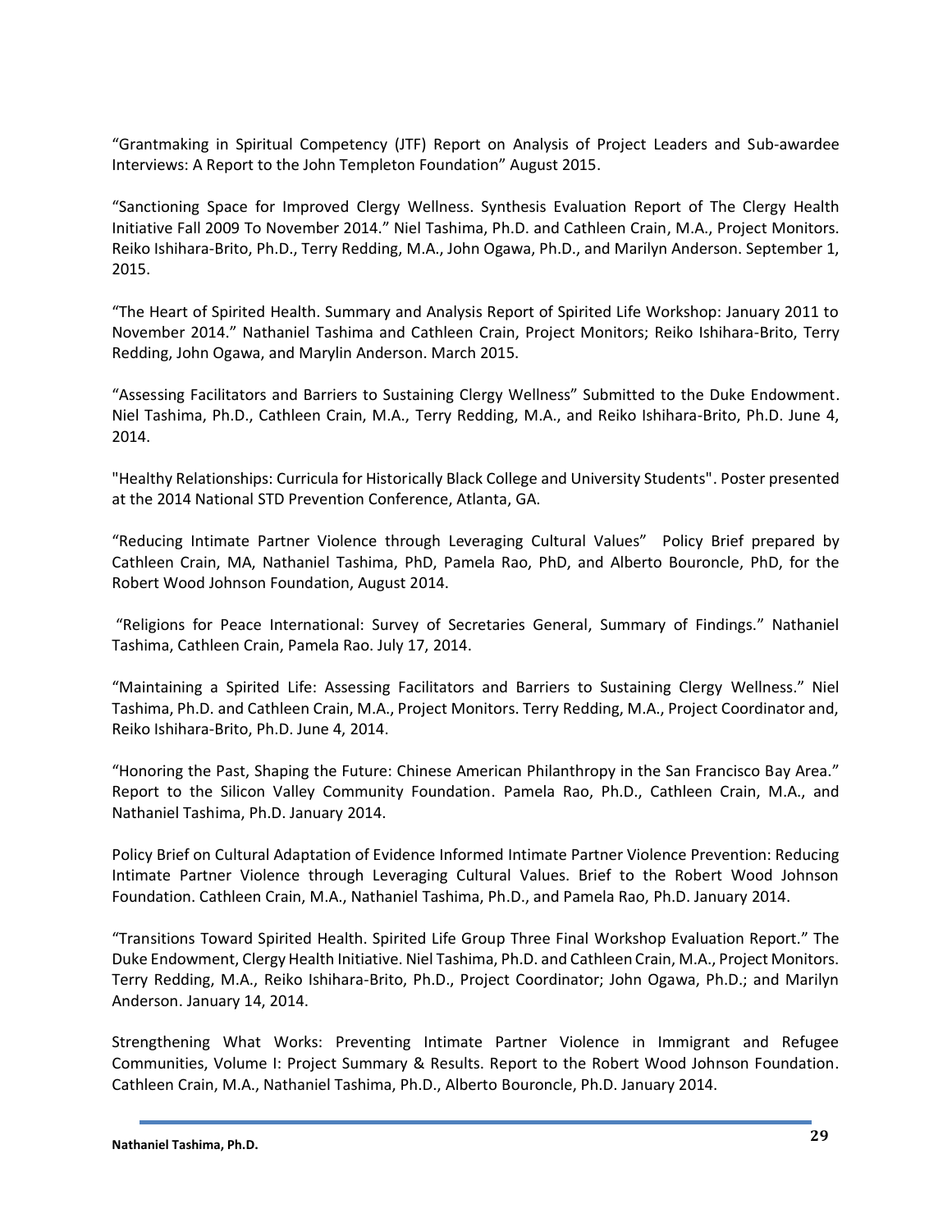"Grantmaking in Spiritual Competency (JTF) Report on Analysis of Project Leaders and Sub-awardee Interviews: A Report to the John Templeton Foundation" August 2015.

"Sanctioning Space for Improved Clergy Wellness. Synthesis Evaluation Report of The Clergy Health Initiative Fall 2009 To November 2014." Niel Tashima, Ph.D. and Cathleen Crain, M.A., Project Monitors. Reiko Ishihara-Brito, Ph.D., Terry Redding, M.A., John Ogawa, Ph.D., and Marilyn Anderson. September 1, 2015.

"The Heart of Spirited Health. Summary and Analysis Report of Spirited Life Workshop: January 2011 to November 2014." Nathaniel Tashima and Cathleen Crain, Project Monitors; Reiko Ishihara-Brito, Terry Redding, John Ogawa, and Marylin Anderson. March 2015.

"Assessing Facilitators and Barriers to Sustaining Clergy Wellness" Submitted to the Duke Endowment. Niel Tashima, Ph.D., Cathleen Crain, M.A., Terry Redding, M.A., and Reiko Ishihara-Brito, Ph.D. June 4, 2014.

"Healthy Relationships: Curricula for Historically Black College and University Students". Poster presented at the 2014 National STD Prevention Conference, Atlanta, GA.

"Reducing Intimate Partner Violence through Leveraging Cultural Values" Policy Brief prepared by Cathleen Crain, MA, Nathaniel Tashima, PhD, Pamela Rao, PhD, and Alberto Bouroncle, PhD, for the Robert Wood Johnson Foundation, August 2014.

"Religions for Peace International: Survey of Secretaries General, Summary of Findings." Nathaniel Tashima, Cathleen Crain, Pamela Rao. July 17, 2014.

"Maintaining a Spirited Life: Assessing Facilitators and Barriers to Sustaining Clergy Wellness." Niel Tashima, Ph.D. and Cathleen Crain, M.A., Project Monitors. Terry Redding, M.A., Project Coordinator and, Reiko Ishihara-Brito, Ph.D. June 4, 2014.

"Honoring the Past, Shaping the Future: Chinese American Philanthropy in the San Francisco Bay Area." Report to the Silicon Valley Community Foundation. Pamela Rao, Ph.D., Cathleen Crain, M.A., and Nathaniel Tashima, Ph.D. January 2014.

Policy Brief on Cultural Adaptation of Evidence Informed Intimate Partner Violence Prevention: Reducing Intimate Partner Violence through Leveraging Cultural Values. Brief to the Robert Wood Johnson Foundation. Cathleen Crain, M.A., Nathaniel Tashima, Ph.D., and Pamela Rao, Ph.D. January 2014.

"Transitions Toward Spirited Health. Spirited Life Group Three Final Workshop Evaluation Report." The Duke Endowment, Clergy Health Initiative. Niel Tashima, Ph.D. and Cathleen Crain, M.A., Project Monitors. Terry Redding, M.A., Reiko Ishihara-Brito, Ph.D., Project Coordinator; John Ogawa, Ph.D.; and Marilyn Anderson. January 14, 2014.

Strengthening What Works: Preventing Intimate Partner Violence in Immigrant and Refugee Communities, Volume I: Project Summary & Results. Report to the Robert Wood Johnson Foundation. Cathleen Crain, M.A., Nathaniel Tashima, Ph.D., Alberto Bouroncle, Ph.D. January 2014.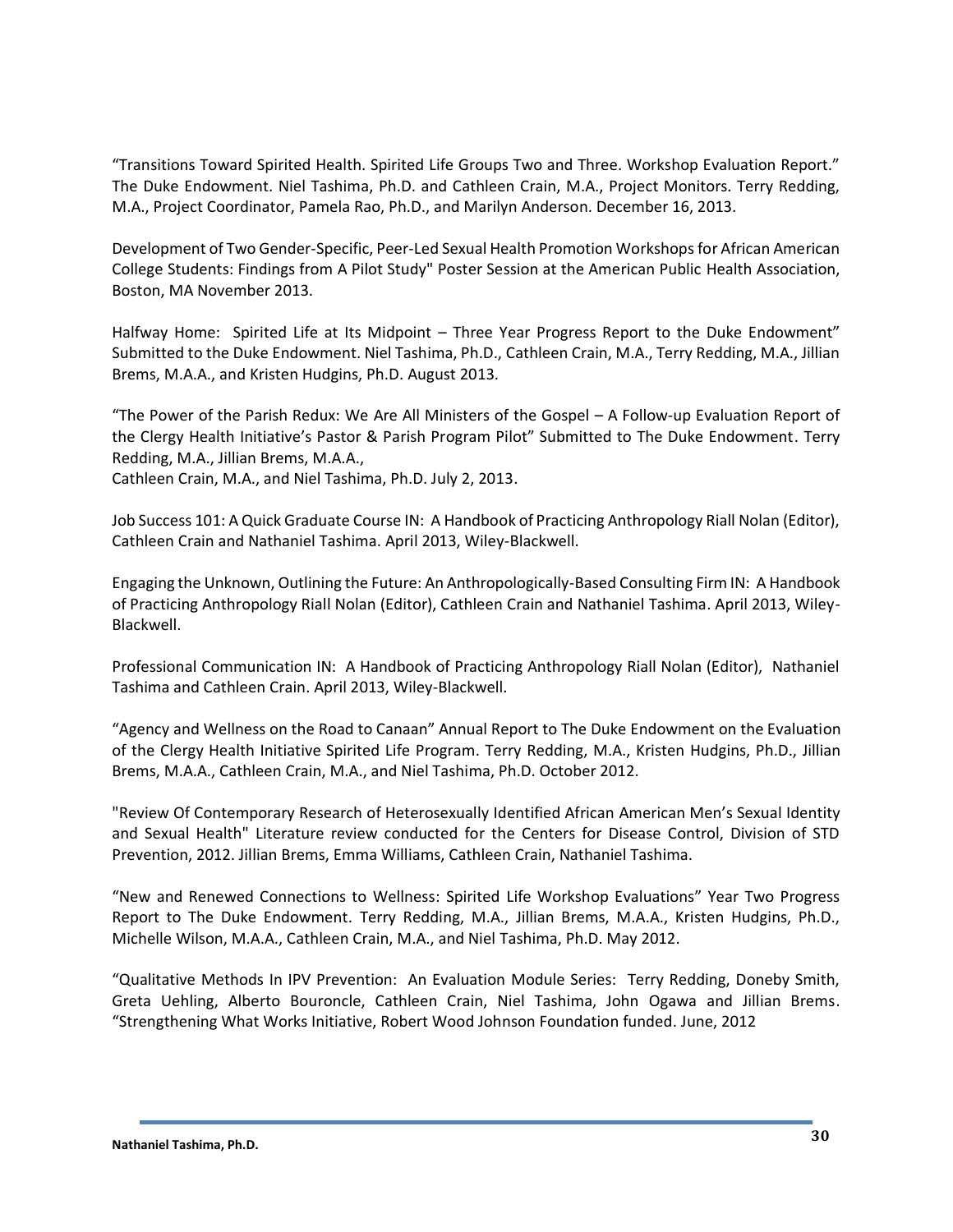“Transitions Toward Spirited Health. Spirited Life Groups Two and Three. Workshop Evaluation Report.” The Duke Endowment. Niel Tashima, Ph.D. and Cathleen Crain, M.A., Project Monitors. Terry Redding, M.A., Project Coordinator, Pamela Rao, Ph.D., and Marilyn Anderson. December 16, 2013.

Development of Two Gender-Specific, Peer-Led Sexual Health Promotion Workshops for African American College Students: Findings from A Pilot Study" Poster Session at the American Public Health Association, Boston, MA November 2013.

Halfway Home: Spirited Life at Its Midpoint – Three Year Progress Report to the Duke Endowment” Submitted to the Duke Endowment. Niel Tashima, Ph.D., Cathleen Crain, M.A., Terry Redding, M.A., Jillian Brems, M.A.A., and Kristen Hudgins, Ph.D. August 2013.

“The Power of the Parish Redux: We Are All Ministers of the Gospel – A Follow-up Evaluation Report of the Clergy Health Initiative’s Pastor & Parish Program Pilot” Submitted to The Duke Endowment. Terry Redding, M.A., Jillian Brems, M.A.A.,
Cathleen Crain, M.A., and Niel Tashima, Ph.D. July 2, 2013.

Job Success 101: A Quick Graduate Course IN: A Handbook of Practicing Anthropology Riall Nolan (Editor), Cathleen Crain and Nathaniel Tashima. April 2013, Wiley-Blackwell.

Engaging the Unknown, Outlining the Future: An Anthropologically-Based Consulting Firm IN: A Handbook of Practicing Anthropology Riall Nolan (Editor), Cathleen Crain and Nathaniel Tashima. April 2013, Wiley-Blackwell.

Professional Communication IN: A Handbook of Practicing Anthropology Riall Nolan (Editor), Nathaniel Tashima and Cathleen Crain. April 2013, Wiley-Blackwell.

“Agency and Wellness on the Road to Canaan” Annual Report to The Duke Endowment on the Evaluation of the Clergy Health Initiative Spirited Life Program. Terry Redding, M.A., Kristen Hudgins, Ph.D., Jillian Brems, M.A.A., Cathleen Crain, M.A., and Niel Tashima, Ph.D. October 2012.

"Review Of Contemporary Research of Heterosexually Identified African American Men’s Sexual Identity and Sexual Health" Literature review conducted for the Centers for Disease Control, Division of STD Prevention, 2012. Jillian Brems, Emma Williams, Cathleen Crain, Nathaniel Tashima.

“New and Renewed Connections to Wellness: Spirited Life Workshop Evaluations” Year Two Progress Report to The Duke Endowment. Terry Redding, M.A., Jillian Brems, M.A.A., Kristen Hudgins, Ph.D., Michelle Wilson, M.A.A., Cathleen Crain, M.A., and Niel Tashima, Ph.D. May 2012.

“Qualitative Methods In IPV Prevention: An Evaluation Module Series: Terry Redding, Doneby Smith, Greta Uehling, Alberto Bouroncle, Cathleen Crain, Niel Tashima, John Ogawa and Jillian Brems. “Strengthening What Works Initiative, Robert Wood Johnson Foundation funded. June, 2012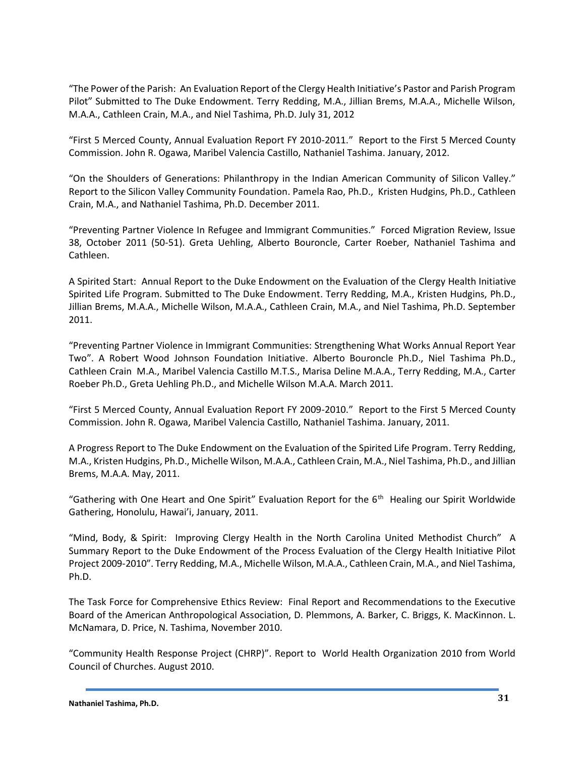"The Power of the Parish: An Evaluation Report of the Clergy Health Initiative's Pastor and Parish Program Pilot" Submitted to The Duke Endowment. Terry Redding, M.A., Jillian Brems, M.A.A., Michelle Wilson, M.A.A., Cathleen Crain, M.A., and Niel Tashima, Ph.D. July 31, 2012

"First 5 Merced County, Annual Evaluation Report FY 2010-2011." Report to the First 5 Merced County Commission. John R. Ogawa, Maribel Valencia Castillo, Nathaniel Tashima. January, 2012.

"On the Shoulders of Generations: Philanthropy in the Indian American Community of Silicon Valley." Report to the Silicon Valley Community Foundation. Pamela Rao, Ph.D., Kristen Hudgins, Ph.D., Cathleen Crain, M.A., and Nathaniel Tashima, Ph.D. December 2011.

"Preventing Partner Violence In Refugee and Immigrant Communities." Forced Migration Review, Issue 38, October 2011 (50-51). Greta Uehling, Alberto Bouroncle, Carter Roeber, Nathaniel Tashima and Cathleen.

A Spirited Start: Annual Report to the Duke Endowment on the Evaluation of the Clergy Health Initiative Spirited Life Program. Submitted to The Duke Endowment. Terry Redding, M.A., Kristen Hudgins, Ph.D., Jillian Brems, M.A.A., Michelle Wilson, M.A.A., Cathleen Crain, M.A., and Niel Tashima, Ph.D. September 2011.

"Preventing Partner Violence in Immigrant Communities: Strengthening What Works Annual Report Year Two". A Robert Wood Johnson Foundation Initiative. Alberto Bouroncle Ph.D., Niel Tashima Ph.D., Cathleen Crain M.A., Maribel Valencia Castillo M.T.S., Marisa Deline M.A.A., Terry Redding, M.A., Carter Roeber Ph.D., Greta Uehling Ph.D., and Michelle Wilson M.A.A. March 2011.

"First 5 Merced County, Annual Evaluation Report FY 2009-2010." Report to the First 5 Merced County Commission. John R. Ogawa, Maribel Valencia Castillo, Nathaniel Tashima. January, 2011.

A Progress Report to The Duke Endowment on the Evaluation of the Spirited Life Program. Terry Redding, M.A., Kristen Hudgins, Ph.D., Michelle Wilson, M.A.A., Cathleen Crain, M.A., Niel Tashima, Ph.D., and Jillian Brems, M.A.A. May, 2011.

"Gathering with One Heart and One Spirit" Evaluation Report for the 6th Healing our Spirit Worldwide Gathering, Honolulu, Hawai'i, January, 2011.

"Mind, Body, & Spirit: Improving Clergy Health in the North Carolina United Methodist Church" A Summary Report to the Duke Endowment of the Process Evaluation of the Clergy Health Initiative Pilot Project 2009-2010". Terry Redding, M.A., Michelle Wilson, M.A.A., Cathleen Crain, M.A., and Niel Tashima, Ph.D.

The Task Force for Comprehensive Ethics Review: Final Report and Recommendations to the Executive Board of the American Anthropological Association, D. Plemmons, A. Barker, C. Briggs, K. MacKinnon. L. McNamara, D. Price, N. Tashima, November 2010.

"Community Health Response Project (CHRP)". Report to World Health Organization 2010 from World Council of Churches. August 2010.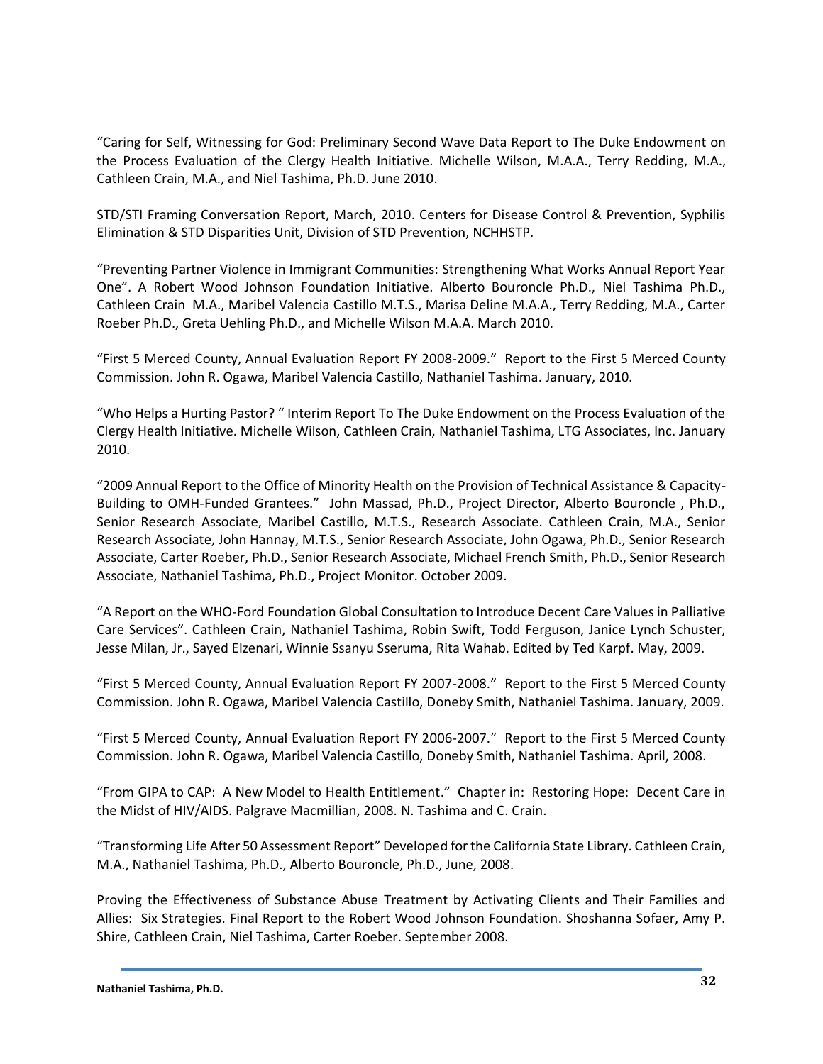“Caring for Self, Witnessing for God: Preliminary Second Wave Data Report to The Duke Endowment on the Process Evaluation of the Clergy Health Initiative. Michelle Wilson, M.A.A., Terry Redding, M.A., Cathleen Crain, M.A., and Niel Tashima, Ph.D. June 2010.

STD/STI Framing Conversation Report, March, 2010. Centers for Disease Control & Prevention, Syphilis Elimination & STD Disparities Unit, Division of STD Prevention, NCHHSTP.

“Preventing Partner Violence in Immigrant Communities: Strengthening What Works Annual Report Year One”. A Robert Wood Johnson Foundation Initiative. Alberto Bouroncle Ph.D., Niel Tashima Ph.D., Cathleen Crain M.A., Maribel Valencia Castillo M.T.S., Marisa Deline M.A.A., Terry Redding, M.A., Carter Roeber Ph.D., Greta Uehling Ph.D., and Michelle Wilson M.A.A. March 2010.

“First 5 Merced County, Annual Evaluation Report FY 2008-2009.” Report to the First 5 Merced County Commission. John R. Ogawa, Maribel Valencia Castillo, Nathaniel Tashima. January, 2010.

“Who Helps a Hurting Pastor? “ Interim Report To The Duke Endowment on the Process Evaluation of the Clergy Health Initiative. Michelle Wilson, Cathleen Crain, Nathaniel Tashima, LTG Associates, Inc. January 2010.

“2009 Annual Report to the Office of Minority Health on the Provision of Technical Assistance & Capacity-Building to OMH-Funded Grantees.” John Massad, Ph.D., Project Director, Alberto Bouroncle , Ph.D., Senior Research Associate, Maribel Castillo, M.T.S., Research Associate. Cathleen Crain, M.A., Senior Research Associate, John Hannay, M.T.S., Senior Research Associate, John Ogawa, Ph.D., Senior Research Associate, Carter Roeber, Ph.D., Senior Research Associate, Michael French Smith, Ph.D., Senior Research Associate, Nathaniel Tashima, Ph.D., Project Monitor. October 2009.

“A Report on the WHO-Ford Foundation Global Consultation to Introduce Decent Care Values in Palliative Care Services”. Cathleen Crain, Nathaniel Tashima, Robin Swift, Todd Ferguson, Janice Lynch Schuster, Jesse Milan, Jr., Sayed Elzenari, Winnie Ssanyu Sseruma, Rita Wahab. Edited by Ted Karpf. May, 2009.

“First 5 Merced County, Annual Evaluation Report FY 2007-2008.” Report to the First 5 Merced County Commission. John R. Ogawa, Maribel Valencia Castillo, Doneby Smith, Nathaniel Tashima. January, 2009.

“First 5 Merced County, Annual Evaluation Report FY 2006-2007.” Report to the First 5 Merced County Commission. John R. Ogawa, Maribel Valencia Castillo, Doneby Smith, Nathaniel Tashima. April, 2008.

“From GIPA to CAP: A New Model to Health Entitlement.” Chapter in: Restoring Hope: Decent Care in the Midst of HIV/AIDS. Palgrave Macmillian, 2008. N. Tashima and C. Crain.

“Transforming Life After 50 Assessment Report” Developed for the California State Library. Cathleen Crain, M.A., Nathaniel Tashima, Ph.D., Alberto Bouroncle, Ph.D., June, 2008.

Proving the Effectiveness of Substance Abuse Treatment by Activating Clients and Their Families and Allies: Six Strategies. Final Report to the Robert Wood Johnson Foundation. Shoshanna Sofaer, Amy P. Shire, Cathleen Crain, Niel Tashima, Carter Roeber. September 2008.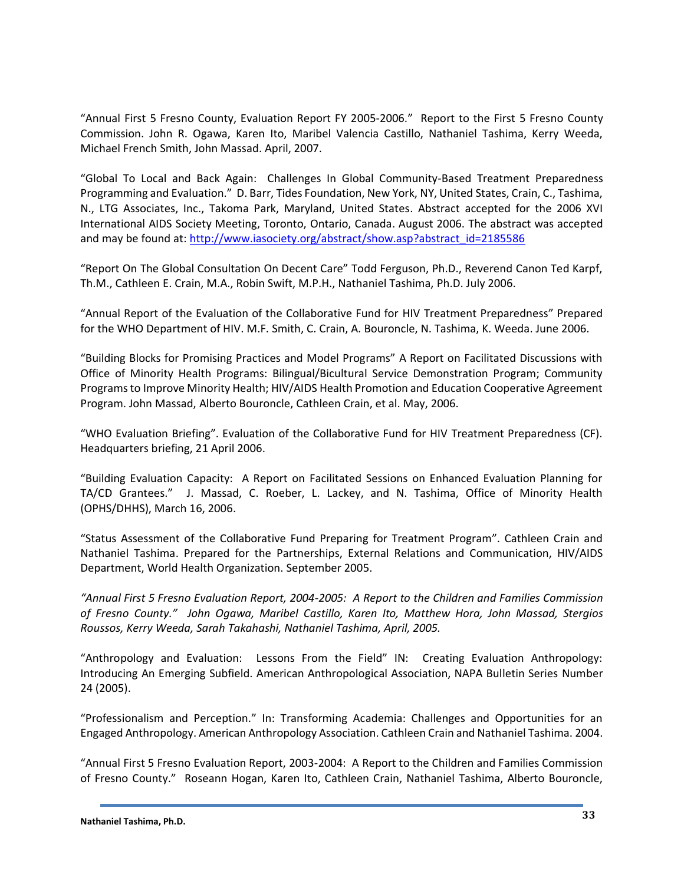"Annual First 5 Fresno County, Evaluation Report FY 2005-2006." Report to the First 5 Fresno County Commission. John R. Ogawa, Karen Ito, Maribel Valencia Castillo, Nathaniel Tashima, Kerry Weeda, Michael French Smith, John Massad. April, 2007.

"Global To Local and Back Again: Challenges In Global Community-Based Treatment Preparedness Programming and Evaluation." D. Barr, Tides Foundation, New York, NY, United States, Crain, C., Tashima, N., LTG Associates, Inc., Takoma Park, Maryland, United States. Abstract accepted for the 2006 XVI International AIDS Society Meeting, Toronto, Ontario, Canada. August 2006. The abstract was accepted and may be found at: [http://www.iasociety.org/abstract/show.asp?abstract_id=2185586](http://www.iasociety.org/abstract/show.asp?abstract_id=2185586)

"Report On The Global Consultation On Decent Care" Todd Ferguson, Ph.D., Reverend Canon Ted Karpf, Th.M., Cathleen E. Crain, M.A., Robin Swift, M.P.H., Nathaniel Tashima, Ph.D. July 2006.

"Annual Report of the Evaluation of the Collaborative Fund for HIV Treatment Preparedness" Prepared for the WHO Department of HIV. M.F. Smith, C. Crain, A. Bouroncle, N. Tashima, K. Weeda. June 2006.

"Building Blocks for Promising Practices and Model Programs" A Report on Facilitated Discussions with Office of Minority Health Programs: Bilingual/Bicultural Service Demonstration Program; Community Programs to Improve Minority Health; HIV/AIDS Health Promotion and Education Cooperative Agreement Program. John Massad, Alberto Bouroncle, Cathleen Crain, et al. May, 2006.

"WHO Evaluation Briefing". Evaluation of the Collaborative Fund for HIV Treatment Preparedness (CF). Headquarters briefing, 21 April 2006.

"Building Evaluation Capacity: A Report on Facilitated Sessions on Enhanced Evaluation Planning for TA/CD Grantees." J. Massad, C. Roeber, L. Lackey, and N. Tashima, Office of Minority Health (OPHS/DHHS), March 16, 2006.

"Status Assessment of the Collaborative Fund Preparing for Treatment Program". Cathleen Crain and Nathaniel Tashima. Prepared for the Partnerships, External Relations and Communication, HIV/AIDS Department, World Health Organization. September 2005.

*"Annual First 5 Fresno Evaluation Report, 2004-2005: A Report to the Children and Families Commission of Fresno County." John Ogawa, Maribel Castillo, Karen Ito, Matthew Hora, John Massad, Stergios Roussos, Kerry Weeda, Sarah Takahashi, Nathaniel Tashima, April, 2005.*

"Anthropology and Evaluation: Lessons From the Field" IN: Creating Evaluation Anthropology: Introducing An Emerging Subfield. American Anthropological Association, NAPA Bulletin Series Number 24 (2005).

"Professionalism and Perception." In: Transforming Academia: Challenges and Opportunities for an Engaged Anthropology. American Anthropology Association. Cathleen Crain and Nathaniel Tashima. 2004.

"Annual First 5 Fresno Evaluation Report, 2003-2004: A Report to the Children and Families Commission of Fresno County." Roseann Hogan, Karen Ito, Cathleen Crain, Nathaniel Tashima, Alberto Bouroncle,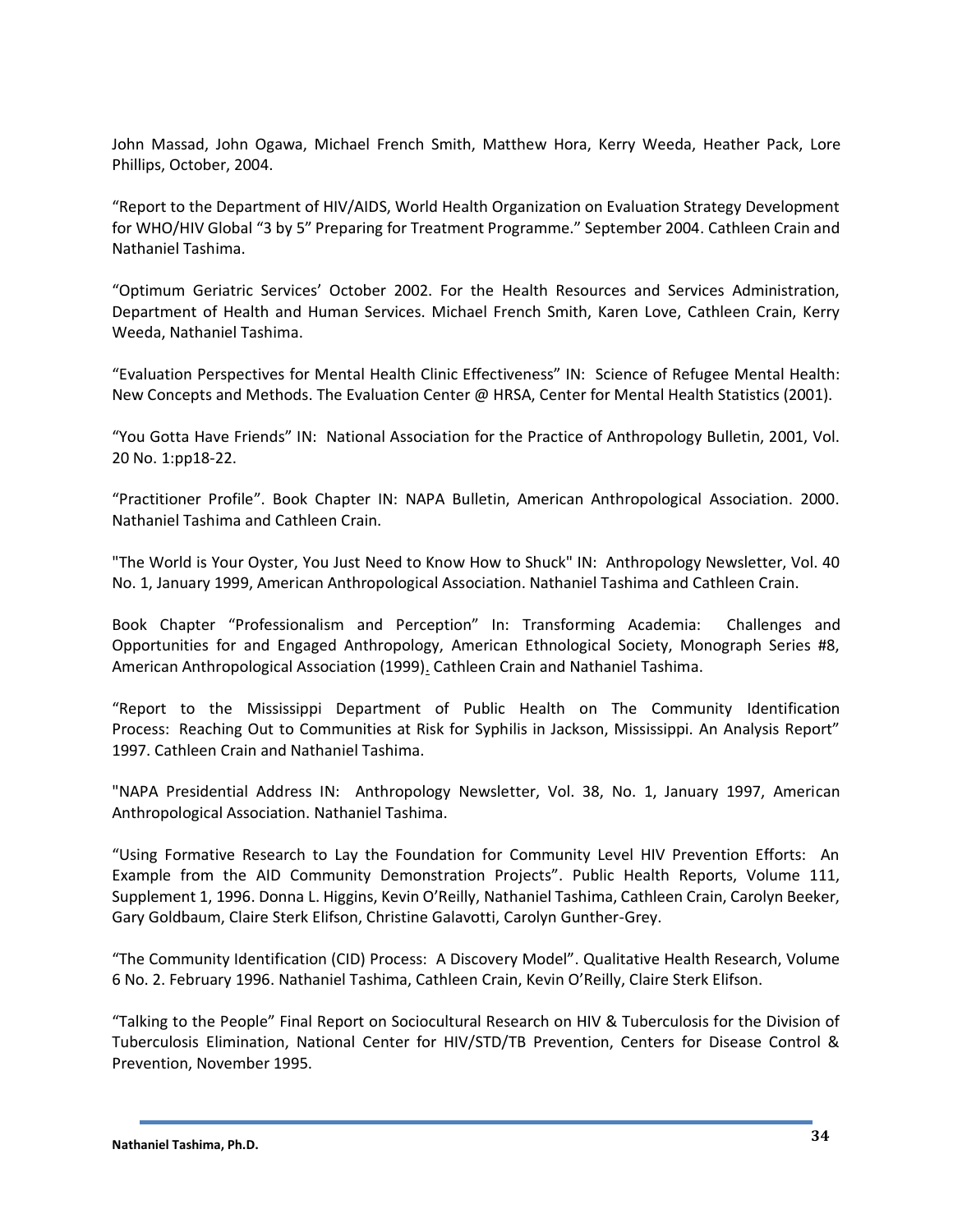John Massad, John Ogawa, Michael French Smith, Matthew Hora, Kerry Weeda, Heather Pack, Lore Phillips, October, 2004.

“Report to the Department of HIV/AIDS, World Health Organization on Evaluation Strategy Development for WHO/HIV Global “3 by 5” Preparing for Treatment Programme.” September 2004. Cathleen Crain and Nathaniel Tashima.

“Optimum Geriatric Services’ October 2002. For the Health Resources and Services Administration, Department of Health and Human Services. Michael French Smith, Karen Love, Cathleen Crain, Kerry Weeda, Nathaniel Tashima.

“Evaluation Perspectives for Mental Health Clinic Effectiveness” IN: Science of Refugee Mental Health: New Concepts and Methods. The Evaluation Center @ HRSA, Center for Mental Health Statistics (2001).

“You Gotta Have Friends” IN: National Association for the Practice of Anthropology Bulletin, 2001, Vol. 20 No. 1:pp18-22.

“Practitioner Profile”. Book Chapter IN: NAPA Bulletin, American Anthropological Association. 2000. Nathaniel Tashima and Cathleen Crain.

"The World is Your Oyster, You Just Need to Know How to Shuck" IN: Anthropology Newsletter, Vol. 40 No. 1, January 1999, American Anthropological Association. Nathaniel Tashima and Cathleen Crain.

Book Chapter “Professionalism and Perception” In: Transforming Academia: Challenges and Opportunities for and Engaged Anthropology, American Ethnological Society, Monograph Series #8, American Anthropological Association (1999). Cathleen Crain and Nathaniel Tashima.

“Report to the Mississippi Department of Public Health on The Community Identification Process: Reaching Out to Communities at Risk for Syphilis in Jackson, Mississippi. An Analysis Report” 1997. Cathleen Crain and Nathaniel Tashima.

"NAPA Presidential Address IN: Anthropology Newsletter, Vol. 38, No. 1, January 1997, American Anthropological Association. Nathaniel Tashima.

“Using Formative Research to Lay the Foundation for Community Level HIV Prevention Efforts: An Example from the AID Community Demonstration Projects”. Public Health Reports, Volume 111, Supplement 1, 1996. Donna L. Higgins, Kevin O’Reilly, Nathaniel Tashima, Cathleen Crain, Carolyn Beeker, Gary Goldbaum, Claire Sterk Elifson, Christine Galavotti, Carolyn Gunther-Grey.

“The Community Identification (CID) Process: A Discovery Model”. Qualitative Health Research, Volume 6 No. 2. February 1996. Nathaniel Tashima, Cathleen Crain, Kevin O’Reilly, Claire Sterk Elifson.

“Talking to the People” Final Report on Sociocultural Research on HIV & Tuberculosis for the Division of Tuberculosis Elimination, National Center for HIV/STD/TB Prevention, Centers for Disease Control & Prevention, November 1995.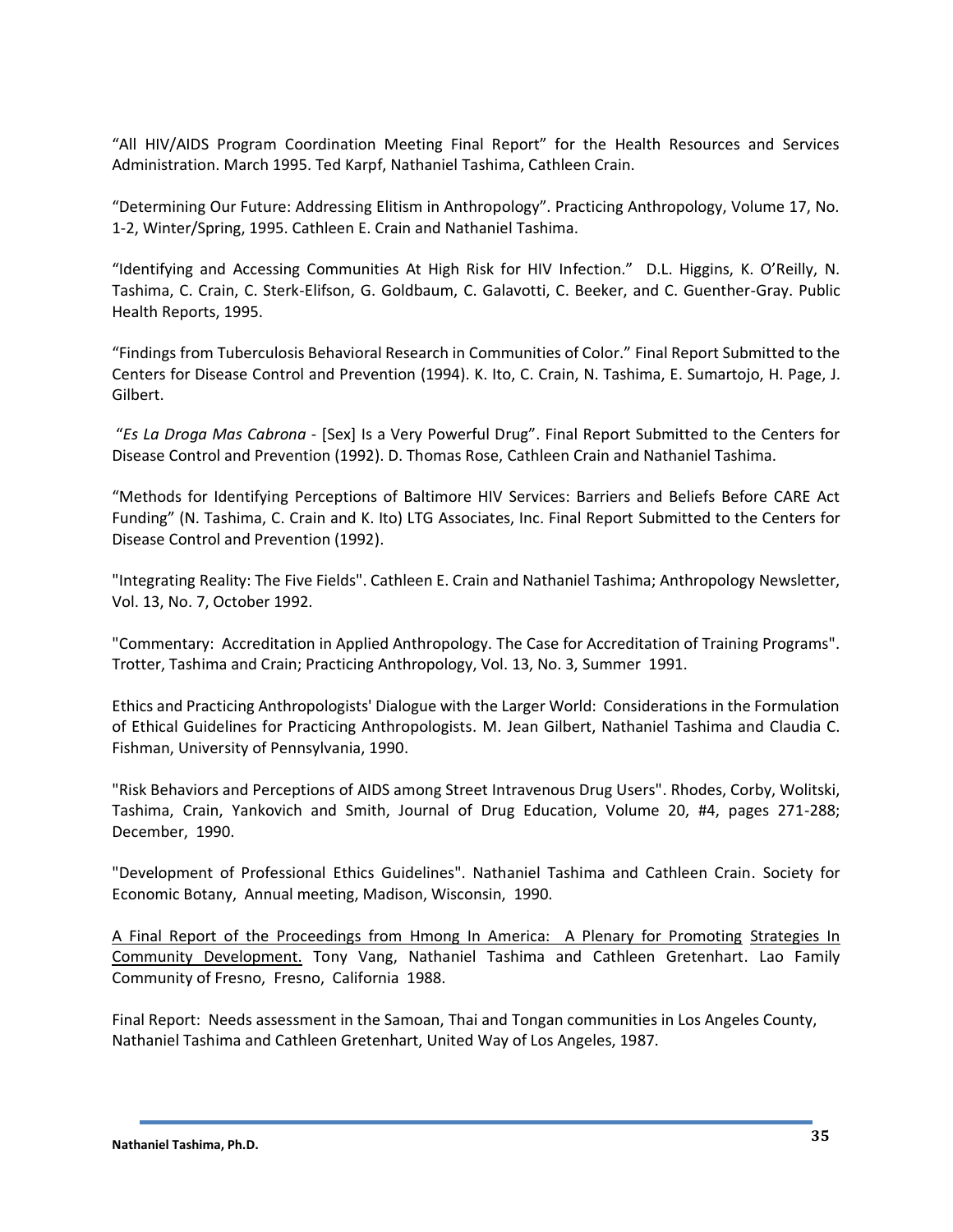“All HIV/AIDS Program Coordination Meeting Final Report” for the Health Resources and Services Administration. March 1995. Ted Karpf, Nathaniel Tashima, Cathleen Crain.

“Determining Our Future: Addressing Elitism in Anthropology”. Practicing Anthropology, Volume 17, No. 1-2, Winter/Spring, 1995. Cathleen E. Crain and Nathaniel Tashima.

“Identifying and Accessing Communities At High Risk for HIV Infection.” D.L. Higgins, K. O’Reilly, N. Tashima, C. Crain, C. Sterk-Elifson, G. Goldbaum, C. Galavotti, C. Beeker, and C. Guenther-Gray. Public Health Reports, 1995.

“Findings from Tuberculosis Behavioral Research in Communities of Color.” Final Report Submitted to the Centers for Disease Control and Prevention (1994). K. Ito, C. Crain, N. Tashima, E. Sumartojo, H. Page, J. Gilbert.

“*Es La Droga Mas Cabrona* - [Sex] Is a Very Powerful Drug”. Final Report Submitted to the Centers for Disease Control and Prevention (1992). D. Thomas Rose, Cathleen Crain and Nathaniel Tashima.

“Methods for Identifying Perceptions of Baltimore HIV Services: Barriers and Beliefs Before CARE Act Funding” (N. Tashima, C. Crain and K. Ito) LTG Associates, Inc. Final Report Submitted to the Centers for Disease Control and Prevention (1992).

"Integrating Reality: The Five Fields". Cathleen E. Crain and Nathaniel Tashima; Anthropology Newsletter, Vol. 13, No. 7, October 1992.

"Commentary: Accreditation in Applied Anthropology. The Case for Accreditation of Training Programs". Trotter, Tashima and Crain; Practicing Anthropology, Vol. 13, No. 3, Summer 1991.

Ethics and Practicing Anthropologists' Dialogue with the Larger World: Considerations in the Formulation of Ethical Guidelines for Practicing Anthropologists. M. Jean Gilbert, Nathaniel Tashima and Claudia C. Fishman, University of Pennsylvania, 1990.

"Risk Behaviors and Perceptions of AIDS among Street Intravenous Drug Users". Rhodes, Corby, Wolitski, Tashima, Crain, Yankovich and Smith, Journal of Drug Education, Volume 20, #4, pages 271-288; December, 1990.

"Development of Professional Ethics Guidelines". Nathaniel Tashima and Cathleen Crain. Society for Economic Botany, Annual meeting, Madison, Wisconsin, 1990.

<u>A Final Report of the Proceedings from Hmong In America: A Plenary for Promoting Strategies In Community Development.</u> Tony Vang, Nathaniel Tashima and Cathleen Gretenhart. Lao Family Community of Fresno, Fresno, California 1988.

Final Report: Needs assessment in the Samoan, Thai and Tongan communities in Los Angeles County, Nathaniel Tashima and Cathleen Gretenhart, United Way of Los Angeles, 1987.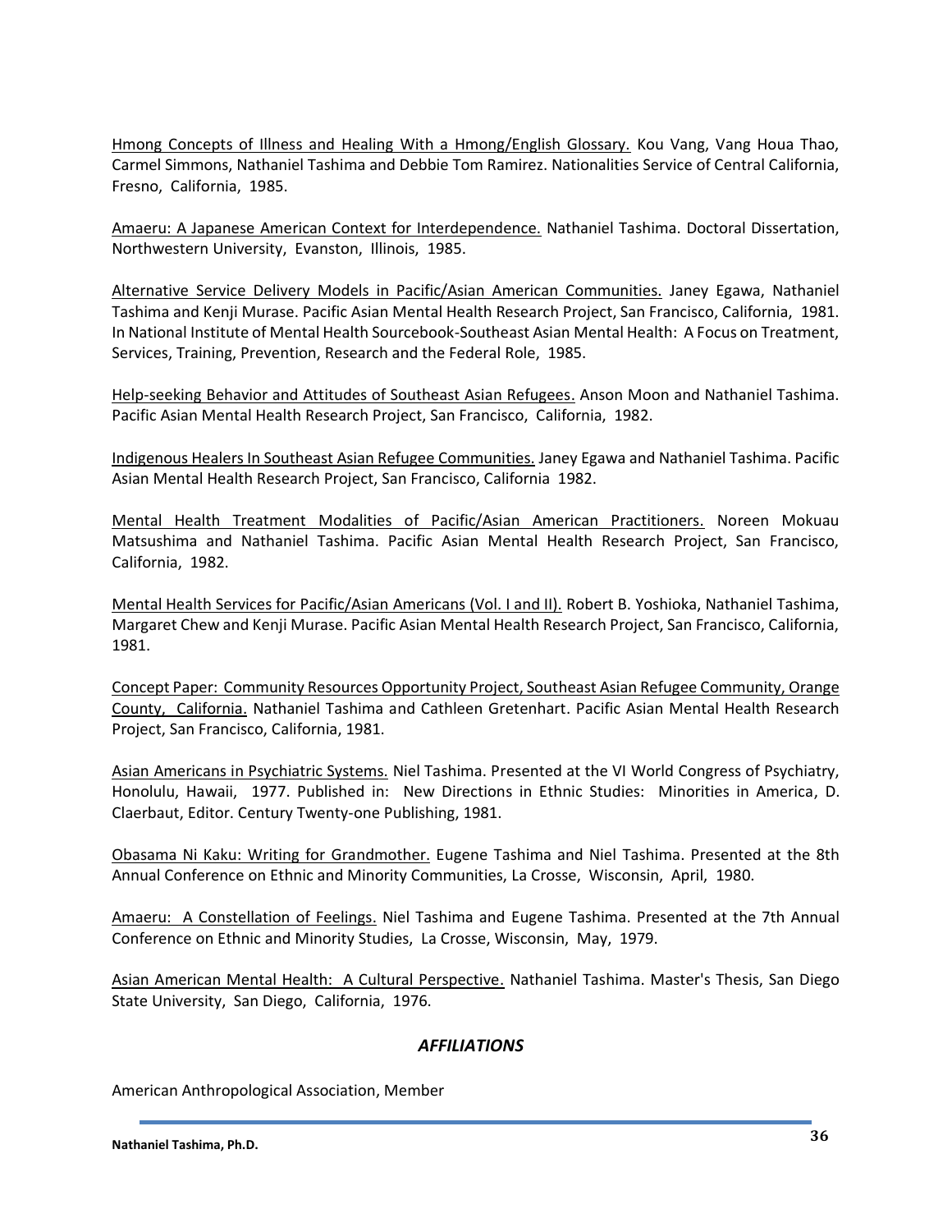<u>Hmong Concepts of Illness and Healing With a Hmong/English Glossary.</u> Kou Vang, Vang Houa Thao, Carmel Simmons, Nathaniel Tashima and Debbie Tom Ramirez. Nationalities Service of Central California, Fresno, California, 1985.

<u>Amaeru: A Japanese American Context for Interdependence.</u> Nathaniel Tashima. Doctoral Dissertation, Northwestern University, Evanston, Illinois, 1985.

<u>Alternative Service Delivery Models in Pacific/Asian American Communities.</u> Janey Egawa, Nathaniel Tashima and Kenji Murase. Pacific Asian Mental Health Research Project, San Francisco, California, 1981. In National Institute of Mental Health Sourcebook-Southeast Asian Mental Health: A Focus on Treatment, Services, Training, Prevention, Research and the Federal Role, 1985.

<u>Help-seeking Behavior and Attitudes of Southeast Asian Refugees.</u> Anson Moon and Nathaniel Tashima. Pacific Asian Mental Health Research Project, San Francisco, California, 1982.

<u>Indigenous Healers In Southeast Asian Refugee Communities.</u> Janey Egawa and Nathaniel Tashima. Pacific Asian Mental Health Research Project, San Francisco, California 1982.

<u>Mental Health Treatment Modalities of Pacific/Asian American Practitioners.</u> Noreen Mokuau Matsushima and Nathaniel Tashima. Pacific Asian Mental Health Research Project, San Francisco, California, 1982.

<u>Mental Health Services for Pacific/Asian Americans (Vol. I and II).</u> Robert B. Yoshioka, Nathaniel Tashima, Margaret Chew and Kenji Murase. Pacific Asian Mental Health Research Project, San Francisco, California, 1981.

<u>Concept Paper: Community Resources Opportunity Project, Southeast Asian Refugee Community, Orange County, California.</u> Nathaniel Tashima and Cathleen Gretenhart. Pacific Asian Mental Health Research Project, San Francisco, California, 1981.

<u>Asian Americans in Psychiatric Systems.</u> Niel Tashima. Presented at the VI World Congress of Psychiatry, Honolulu, Hawaii, 1977. Published in: New Directions in Ethnic Studies: Minorities in America, D. Claerbaut, Editor. Century Twenty-one Publishing, 1981.

<u>Obasama Ni Kaku: Writing for Grandmother.</u> Eugene Tashima and Niel Tashima. Presented at the 8th Annual Conference on Ethnic and Minority Communities, La Crosse, Wisconsin, April, 1980.

<u>Amaeru: A Constellation of Feelings.</u> Niel Tashima and Eugene Tashima. Presented at the 7th Annual Conference on Ethnic and Minority Studies, La Crosse, Wisconsin, May, 1979.

<u>Asian American Mental Health: A Cultural Perspective.</u> Nathaniel Tashima. Master's Thesis, San Diego State University, San Diego, California, 1976.

## *AFFILIATIONS*

American Anthropological Association, Member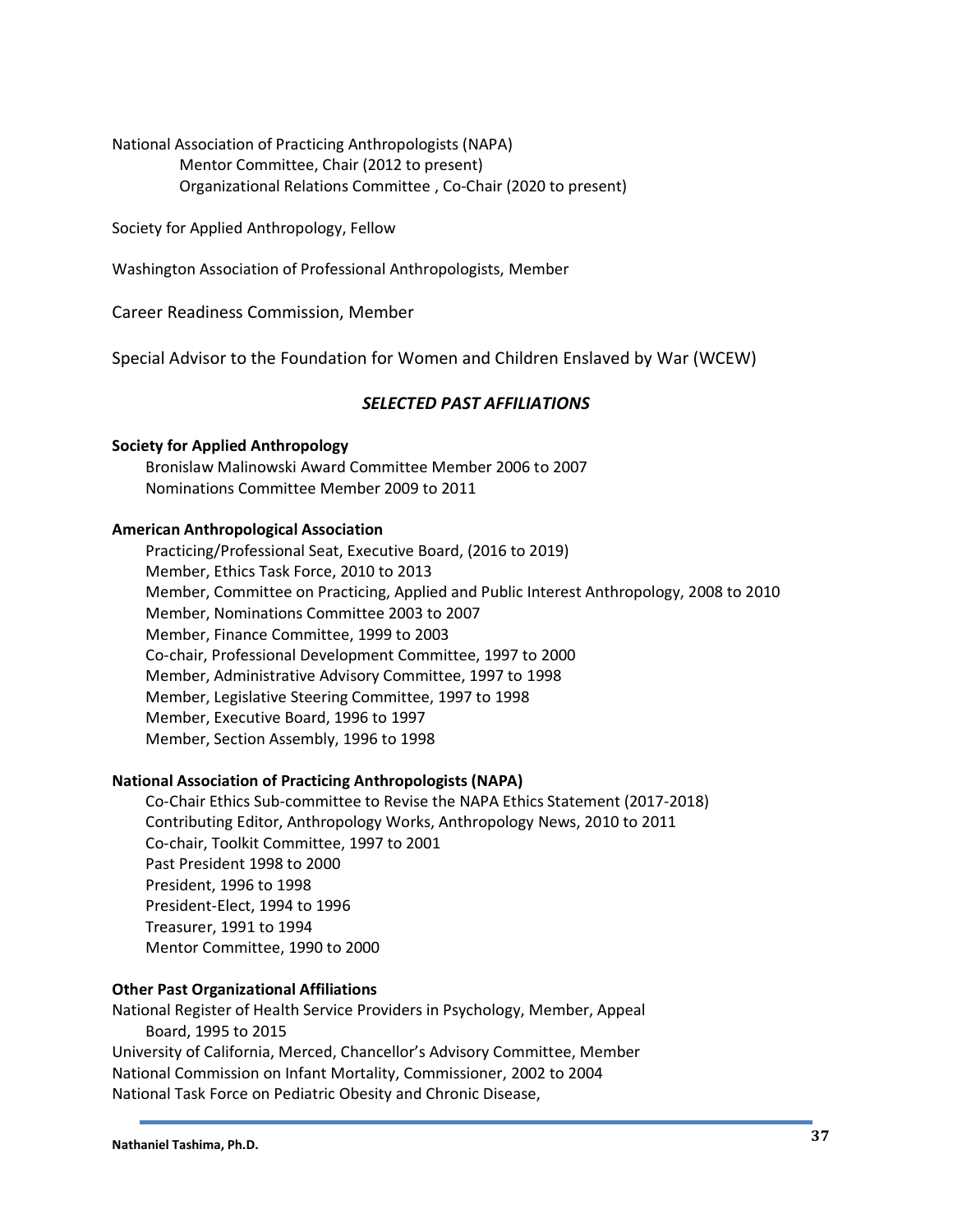National Association of Practicing Anthropologists (NAPA)

Mentor Committee, Chair (2012 to present)

Organizational Relations Committee , Co-Chair (2020 to present)

Society for Applied Anthropology, Fellow

Washington Association of Professional Anthropologists, Member

Career Readiness Commission, Member

Special Advisor to the Foundation for Women and Children Enslaved by War (WCEW)

## *SELECTED PAST AFFILIATIONS*

**Society for Applied Anthropology**

Bronislaw Malinowski Award Committee Member 2006 to 2007

Nominations Committee Member 2009 to 2011

**American Anthropological Association**

Practicing/Professional Seat, Executive Board, (2016 to 2019)

Member, Ethics Task Force, 2010 to 2013

Member, Committee on Practicing, Applied and Public Interest Anthropology, 2008 to 2010

Member, Nominations Committee 2003 to 2007

Member, Finance Committee, 1999 to 2003

Co-chair, Professional Development Committee, 1997 to 2000

Member, Administrative Advisory Committee, 1997 to 1998

Member, Legislative Steering Committee, 1997 to 1998

Member, Executive Board, 1996 to 1997

Member, Section Assembly, 1996 to 1998

**National Association of Practicing Anthropologists (NAPA)**

Co-Chair Ethics Sub-committee to Revise the NAPA Ethics Statement (2017-2018)

Contributing Editor, Anthropology Works, Anthropology News, 2010 to 2011

Co-chair, Toolkit Committee, 1997 to 2001

Past President 1998 to 2000

President, 1996 to 1998

President-Elect, 1994 to 1996

Treasurer, 1991 to 1994

Mentor Committee, 1990 to 2000

**Other Past Organizational Affiliations**

National Register of Health Service Providers in Psychology, Member, Appeal Board, 1995 to 2015

University of California, Merced, Chancellor's Advisory Committee, Member

National Commission on Infant Mortality, Commissioner, 2002 to 2004

National Task Force on Pediatric Obesity and Chronic Disease,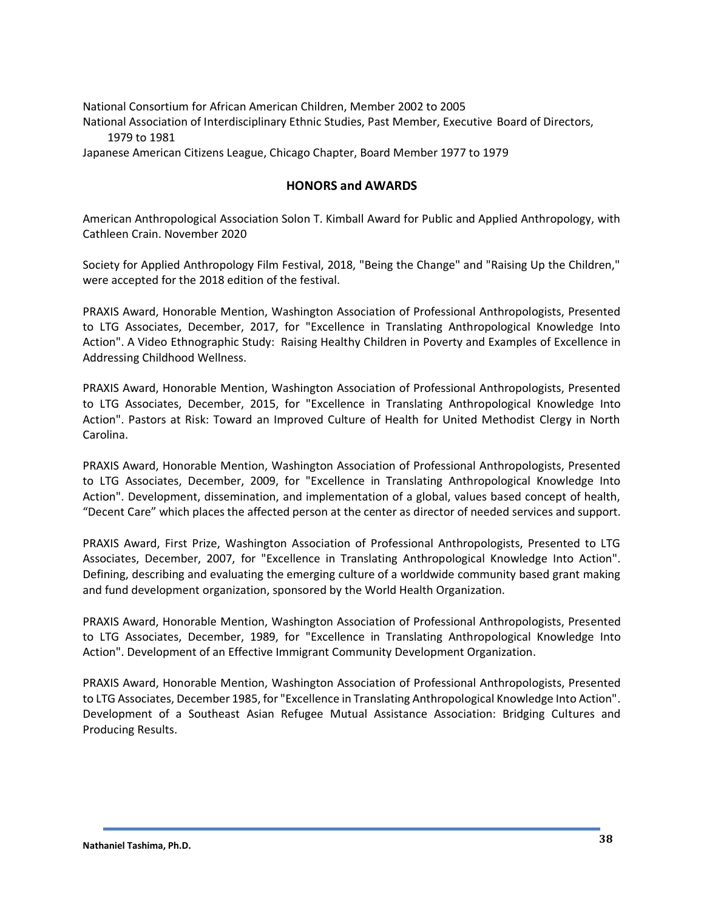National Consortium for African American Children, Member 2002 to 2005

National Association of Interdisciplinary Ethnic Studies, Past Member, Executive Board of Directors, 1979 to 1981

Japanese American Citizens League, Chicago Chapter, Board Member 1977 to 1979

## HONORS and AWARDS

American Anthropological Association Solon T. Kimball Award for Public and Applied Anthropology, with Cathleen Crain. November 2020

Society for Applied Anthropology Film Festival, 2018, "Being the Change" and "Raising Up the Children," were accepted for the 2018 edition of the festival.

PRAXIS Award, Honorable Mention, Washington Association of Professional Anthropologists, Presented to LTG Associates, December, 2017, for "Excellence in Translating Anthropological Knowledge Into Action". A Video Ethnographic Study: Raising Healthy Children in Poverty and Examples of Excellence in Addressing Childhood Wellness.

PRAXIS Award, Honorable Mention, Washington Association of Professional Anthropologists, Presented to LTG Associates, December, 2015, for "Excellence in Translating Anthropological Knowledge Into Action". Pastors at Risk: Toward an Improved Culture of Health for United Methodist Clergy in North Carolina.

PRAXIS Award, Honorable Mention, Washington Association of Professional Anthropologists, Presented to LTG Associates, December, 2009, for "Excellence in Translating Anthropological Knowledge Into Action". Development, dissemination, and implementation of a global, values based concept of health, "Decent Care" which places the affected person at the center as director of needed services and support.

PRAXIS Award, First Prize, Washington Association of Professional Anthropologists, Presented to LTG Associates, December, 2007, for "Excellence in Translating Anthropological Knowledge Into Action". Defining, describing and evaluating the emerging culture of a worldwide community based grant making and fund development organization, sponsored by the World Health Organization.

PRAXIS Award, Honorable Mention, Washington Association of Professional Anthropologists, Presented to LTG Associates, December, 1989, for "Excellence in Translating Anthropological Knowledge Into Action". Development of an Effective Immigrant Community Development Organization.

PRAXIS Award, Honorable Mention, Washington Association of Professional Anthropologists, Presented to LTG Associates, December 1985, for "Excellence in Translating Anthropological Knowledge Into Action". Development of a Southeast Asian Refugee Mutual Assistance Association: Bridging Cultures and Producing Results.